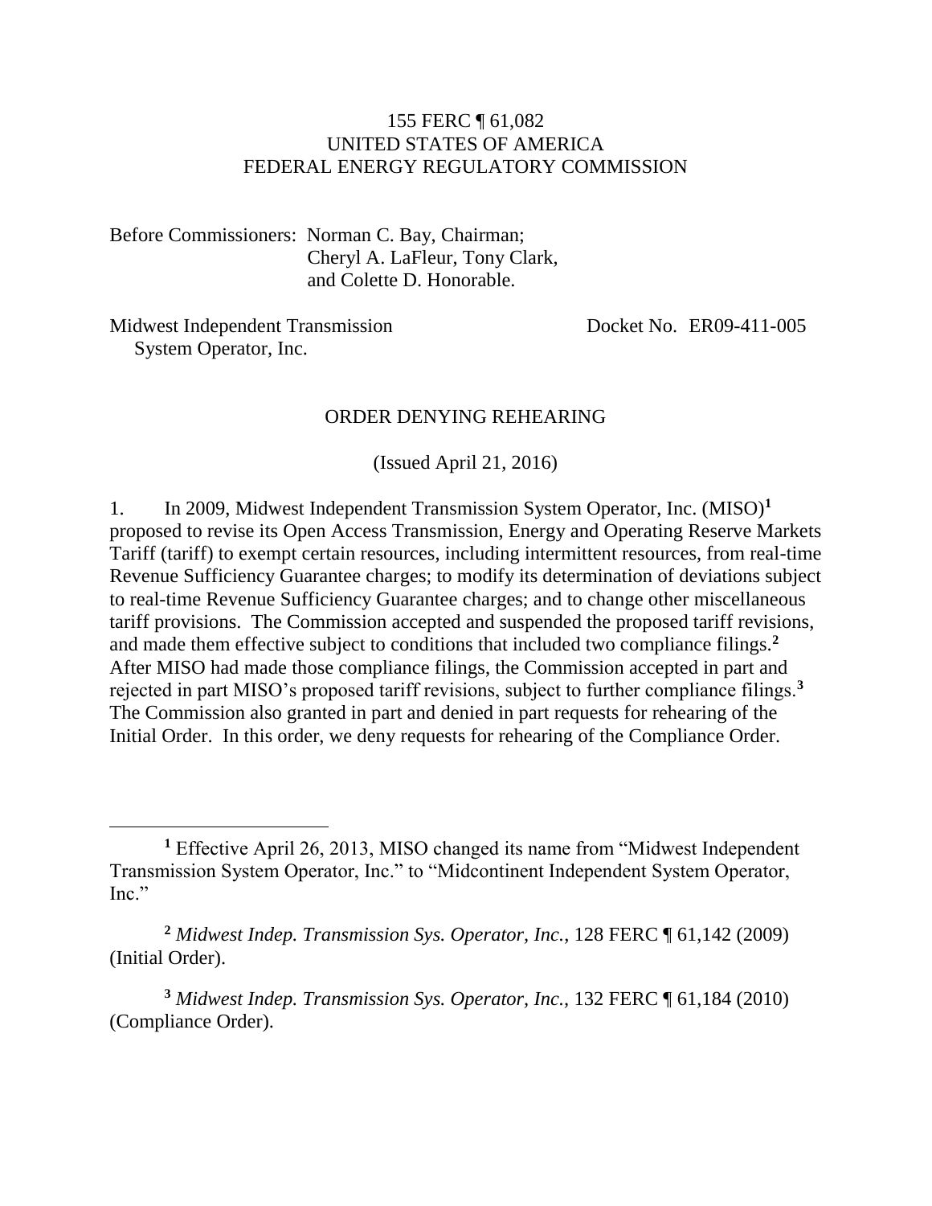155 FERC ¶ 61,082
UNITED STATES OF AMERICA
FEDERAL ENERGY REGULATORY COMMISSION

Before Commissioners: Norman C. Bay, Chairman;
Cheryl A. LaFleur, Tony Clark,
and Colette D. Honorable.

Midwest Independent Transmission System Operator, Inc. — Docket No. ER09-411-005

ORDER DENYING REHEARING

(Issued April 21, 2016)

1. In 2009, Midwest Independent Transmission System Operator, Inc. (MISO)[1] proposed to revise its Open Access Transmission, Energy and Operating Reserve Markets Tariff (tariff) to exempt certain resources, including intermittent resources, from real-time Revenue Sufficiency Guarantee charges; to modify its determination of deviations subject to real-time Revenue Sufficiency Guarantee charges; and to change other miscellaneous tariff provisions. The Commission accepted and suspended the proposed tariff revisions, and made them effective subject to conditions that included two compliance filings.[2] After MISO had made those compliance filings, the Commission accepted in part and rejected in part MISO's proposed tariff revisions, subject to further compliance filings.[3] The Commission also granted in part and denied in part requests for rehearing of the Initial Order. In this order, we deny requests for rehearing of the Compliance Order.

---

[1] Effective April 26, 2013, MISO changed its name from "Midwest Independent Transmission System Operator, Inc." to "Midcontinent Independent System Operator, Inc."

[2] *Midwest Indep. Transmission Sys. Operator, Inc.*, 128 FERC ¶ 61,142 (2009) (Initial Order).

[3] *Midwest Indep. Transmission Sys. Operator, Inc.*, 132 FERC ¶ 61,184 (2010) (Compliance Order).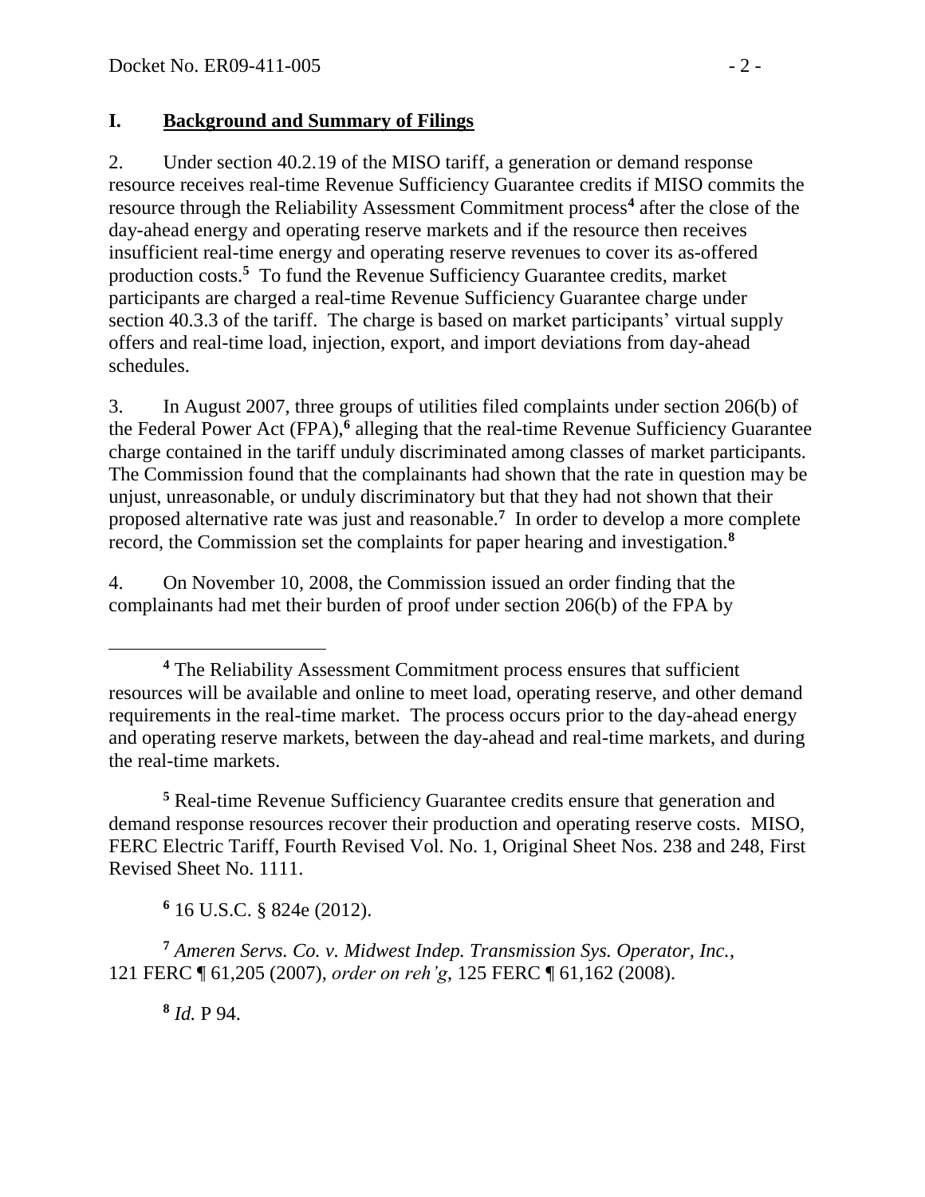## I. Background and Summary of Filings

2. Under section 40.2.19 of the MISO tariff, a generation or demand response resource receives real-time Revenue Sufficiency Guarantee credits if MISO commits the resource through the Reliability Assessment Commitment process[4] after the close of the day-ahead energy and operating reserve markets and if the resource then receives insufficient real-time energy and operating reserve revenues to cover its as-offered production costs.[5] To fund the Revenue Sufficiency Guarantee credits, market participants are charged a real-time Revenue Sufficiency Guarantee charge under section 40.3.3 of the tariff. The charge is based on market participants' virtual supply offers and real-time load, injection, export, and import deviations from day-ahead schedules.

3. In August 2007, three groups of utilities filed complaints under section 206(b) of the Federal Power Act (FPA),[6] alleging that the real-time Revenue Sufficiency Guarantee charge contained in the tariff unduly discriminated among classes of market participants. The Commission found that the complainants had shown that the rate in question may be unjust, unreasonable, or unduly discriminatory but that they had not shown that their proposed alternative rate was just and reasonable.[7] In order to develop a more complete record, the Commission set the complaints for paper hearing and investigation.[8]

4. On November 10, 2008, the Commission issued an order finding that the complainants had met their burden of proof under section 206(b) of the FPA by

---

[4] The Reliability Assessment Commitment process ensures that sufficient resources will be available and online to meet load, operating reserve, and other demand requirements in the real-time market. The process occurs prior to the day-ahead energy and operating reserve markets, between the day-ahead and real-time markets, and during the real-time markets.

[5] Real-time Revenue Sufficiency Guarantee credits ensure that generation and demand response resources recover their production and operating reserve costs. MISO, FERC Electric Tariff, Fourth Revised Vol. No. 1, Original Sheet Nos. 238 and 248, First Revised Sheet No. 1111.

[6] 16 U.S.C. § 824e (2012).

[7] *Ameren Servs. Co. v. Midwest Indep. Transmission Sys. Operator, Inc.*, 121 FERC ¶ 61,205 (2007), *order on reh'g*, 125 FERC ¶ 61,162 (2008).

[8] *Id.* P 94.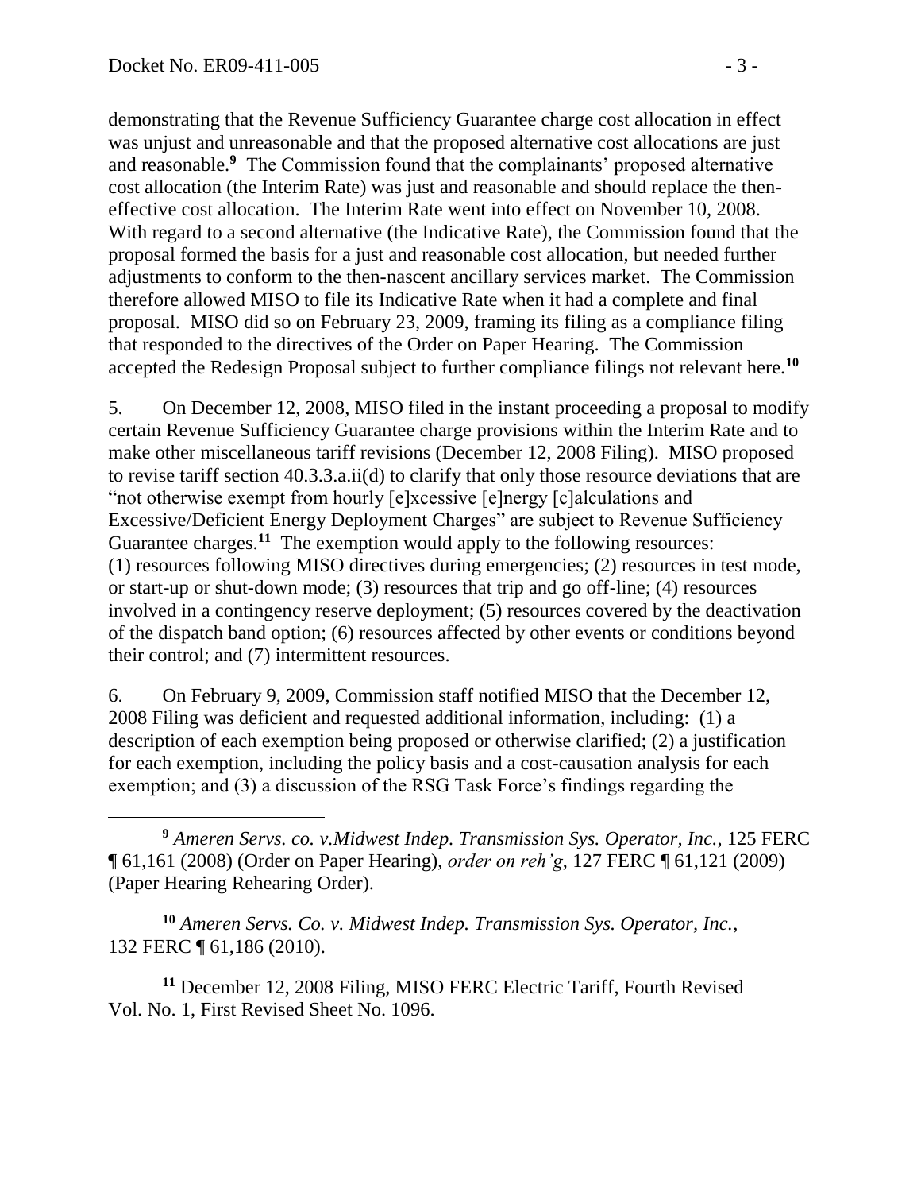demonstrating that the Revenue Sufficiency Guarantee charge cost allocation in effect was unjust and unreasonable and that the proposed alternative cost allocations are just and reasonable.[9] The Commission found that the complainants' proposed alternative cost allocation (the Interim Rate) was just and reasonable and should replace the then-effective cost allocation. The Interim Rate went into effect on November 10, 2008. With regard to a second alternative (the Indicative Rate), the Commission found that the proposal formed the basis for a just and reasonable cost allocation, but needed further adjustments to conform to the then-nascent ancillary services market. The Commission therefore allowed MISO to file its Indicative Rate when it had a complete and final proposal. MISO did so on February 23, 2009, framing its filing as a compliance filing that responded to the directives of the Order on Paper Hearing. The Commission accepted the Redesign Proposal subject to further compliance filings not relevant here.[10]

5. On December 12, 2008, MISO filed in the instant proceeding a proposal to modify certain Revenue Sufficiency Guarantee charge provisions within the Interim Rate and to make other miscellaneous tariff revisions (December 12, 2008 Filing). MISO proposed to revise tariff section 40.3.3.a.ii(d) to clarify that only those resource deviations that are "not otherwise exempt from hourly [e]xcessive [e]nergy [c]alculations and Excessive/Deficient Energy Deployment Charges" are subject to Revenue Sufficiency Guarantee charges.[11] The exemption would apply to the following resources: (1) resources following MISO directives during emergencies; (2) resources in test mode, or start-up or shut-down mode; (3) resources that trip and go off-line; (4) resources involved in a contingency reserve deployment; (5) resources covered by the deactivation of the dispatch band option; (6) resources affected by other events or conditions beyond their control; and (7) intermittent resources.

6. On February 9, 2009, Commission staff notified MISO that the December 12, 2008 Filing was deficient and requested additional information, including: (1) a description of each exemption being proposed or otherwise clarified; (2) a justification for each exemption, including the policy basis and a cost-causation analysis for each exemption; and (3) a discussion of the RSG Task Force's findings regarding the

---

[9] *Ameren Servs. co. v.Midwest Indep. Transmission Sys. Operator, Inc.*, 125 FERC ¶ 61,161 (2008) (Order on Paper Hearing), *order on reh'g*, 127 FERC ¶ 61,121 (2009) (Paper Hearing Rehearing Order).

[10] *Ameren Servs. Co. v. Midwest Indep. Transmission Sys. Operator, Inc.*, 132 FERC ¶ 61,186 (2010).

[11] December 12, 2008 Filing, MISO FERC Electric Tariff, Fourth Revised Vol. No. 1, First Revised Sheet No. 1096.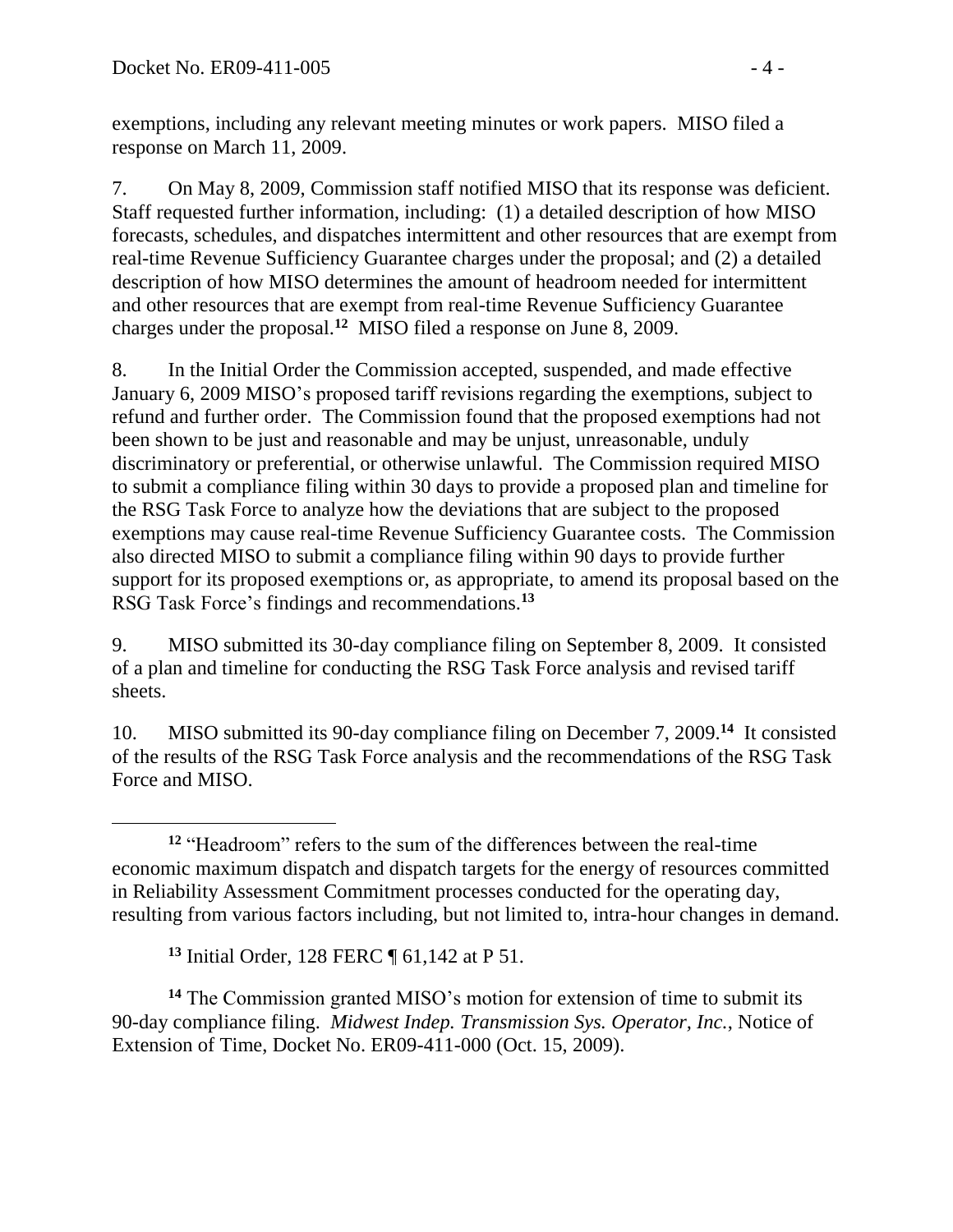exemptions, including any relevant meeting minutes or work papers. MISO filed a response on March 11, 2009.

7. On May 8, 2009, Commission staff notified MISO that its response was deficient. Staff requested further information, including: (1) a detailed description of how MISO forecasts, schedules, and dispatches intermittent and other resources that are exempt from real-time Revenue Sufficiency Guarantee charges under the proposal; and (2) a detailed description of how MISO determines the amount of headroom needed for intermittent and other resources that are exempt from real-time Revenue Sufficiency Guarantee charges under the proposal.[12] MISO filed a response on June 8, 2009.

8. In the Initial Order the Commission accepted, suspended, and made effective January 6, 2009 MISO's proposed tariff revisions regarding the exemptions, subject to refund and further order. The Commission found that the proposed exemptions had not been shown to be just and reasonable and may be unjust, unreasonable, unduly discriminatory or preferential, or otherwise unlawful. The Commission required MISO to submit a compliance filing within 30 days to provide a proposed plan and timeline for the RSG Task Force to analyze how the deviations that are subject to the proposed exemptions may cause real-time Revenue Sufficiency Guarantee costs. The Commission also directed MISO to submit a compliance filing within 90 days to provide further support for its proposed exemptions or, as appropriate, to amend its proposal based on the RSG Task Force's findings and recommendations.[13]

9. MISO submitted its 30-day compliance filing on September 8, 2009. It consisted of a plan and timeline for conducting the RSG Task Force analysis and revised tariff sheets.

10. MISO submitted its 90-day compliance filing on December 7, 2009.[14] It consisted of the results of the RSG Task Force analysis and the recommendations of the RSG Task Force and MISO.

---

[12] "Headroom" refers to the sum of the differences between the real-time economic maximum dispatch and dispatch targets for the energy of resources committed in Reliability Assessment Commitment processes conducted for the operating day, resulting from various factors including, but not limited to, intra-hour changes in demand.

[13] Initial Order, 128 FERC ¶ 61,142 at P 51.

[14] The Commission granted MISO's motion for extension of time to submit its 90-day compliance filing. *Midwest Indep. Transmission Sys. Operator, Inc.*, Notice of Extension of Time, Docket No. ER09-411-000 (Oct. 15, 2009).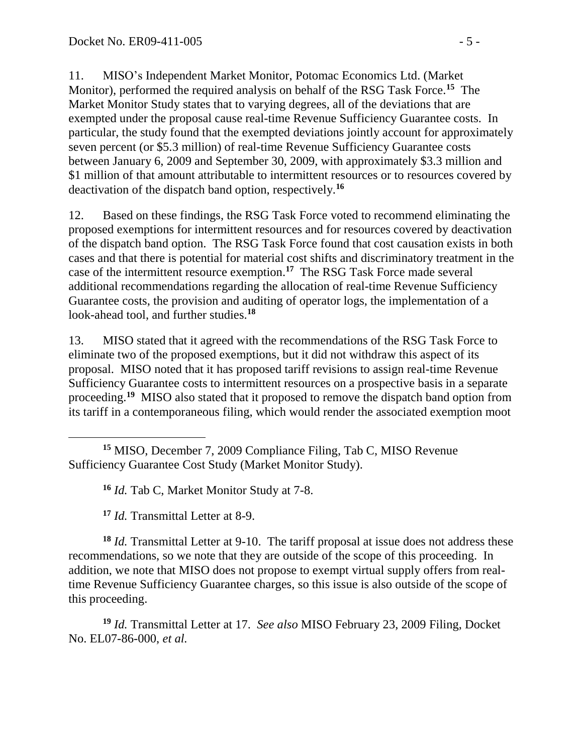11. MISO's Independent Market Monitor, Potomac Economics Ltd. (Market Monitor), performed the required analysis on behalf of the RSG Task Force.[15] The Market Monitor Study states that to varying degrees, all of the deviations that are exempted under the proposal cause real-time Revenue Sufficiency Guarantee costs. In particular, the study found that the exempted deviations jointly account for approximately seven percent (or $5.3 million) of real-time Revenue Sufficiency Guarantee costs between January 6, 2009 and September 30, 2009, with approximately $3.3 million and $1 million of that amount attributable to intermittent resources or to resources covered by deactivation of the dispatch band option, respectively.[16]

12. Based on these findings, the RSG Task Force voted to recommend eliminating the proposed exemptions for intermittent resources and for resources covered by deactivation of the dispatch band option. The RSG Task Force found that cost causation exists in both cases and that there is potential for material cost shifts and discriminatory treatment in the case of the intermittent resource exemption.[17] The RSG Task Force made several additional recommendations regarding the allocation of real-time Revenue Sufficiency Guarantee costs, the provision and auditing of operator logs, the implementation of a look-ahead tool, and further studies.[18]

13. MISO stated that it agreed with the recommendations of the RSG Task Force to eliminate two of the proposed exemptions, but it did not withdraw this aspect of its proposal. MISO noted that it has proposed tariff revisions to assign real-time Revenue Sufficiency Guarantee costs to intermittent resources on a prospective basis in a separate proceeding.[19] MISO also stated that it proposed to remove the dispatch band option from its tariff in a contemporaneous filing, which would render the associated exemption moot

---

[15] MISO, December 7, 2009 Compliance Filing, Tab C, MISO Revenue Sufficiency Guarantee Cost Study (Market Monitor Study).

[16] *Id.* Tab C, Market Monitor Study at 7-8.

[17] *Id.* Transmittal Letter at 8-9.

[18] *Id.* Transmittal Letter at 9-10. The tariff proposal at issue does not address these recommendations, so we note that they are outside of the scope of this proceeding. In addition, we note that MISO does not propose to exempt virtual supply offers from real-time Revenue Sufficiency Guarantee charges, so this issue is also outside of the scope of this proceeding.

[19] *Id.* Transmittal Letter at 17. *See also* MISO February 23, 2009 Filing, Docket No. EL07-86-000, *et al.*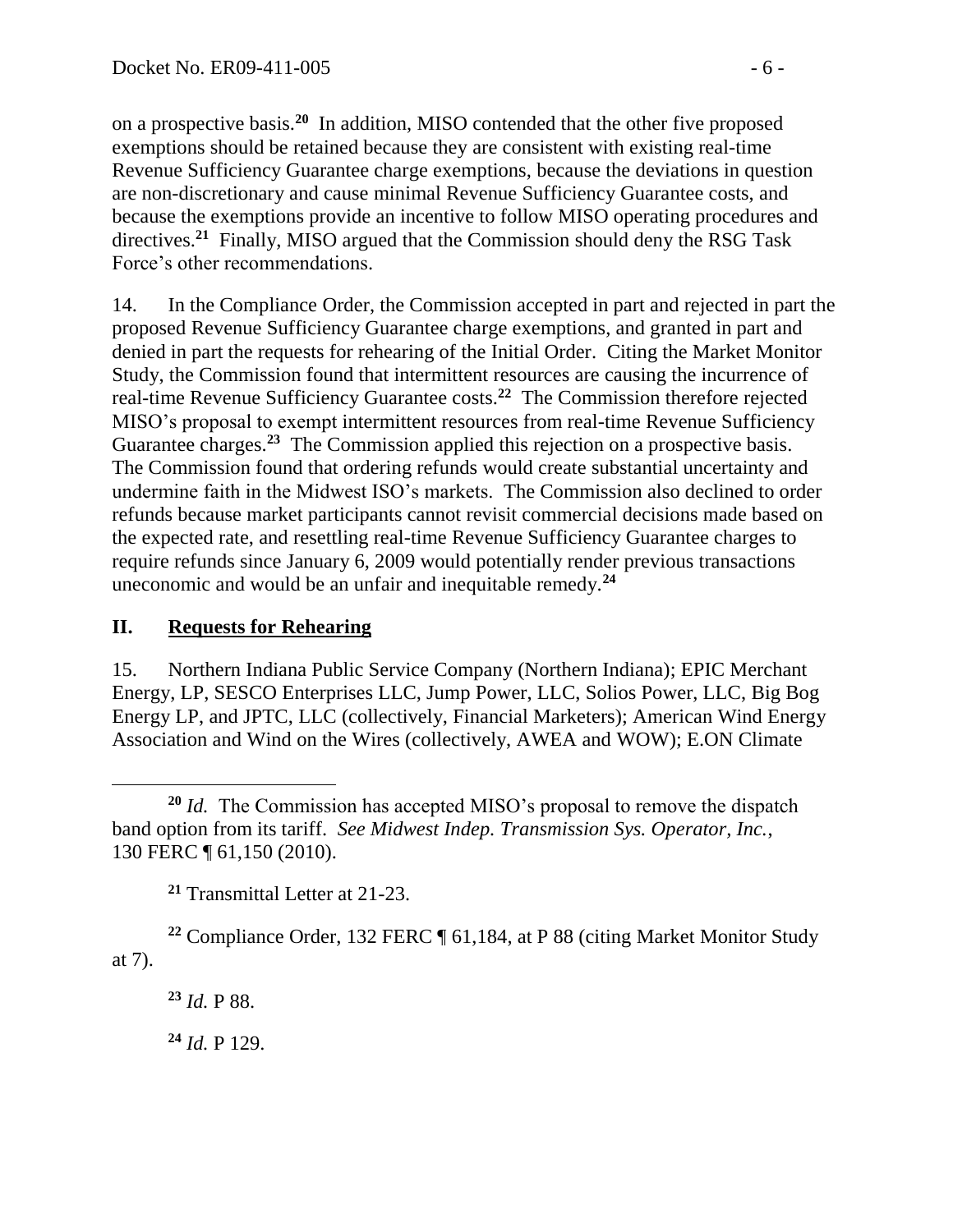on a prospective basis.[20] In addition, MISO contended that the other five proposed exemptions should be retained because they are consistent with existing real-time Revenue Sufficiency Guarantee charge exemptions, because the deviations in question are non-discretionary and cause minimal Revenue Sufficiency Guarantee costs, and because the exemptions provide an incentive to follow MISO operating procedures and directives.[21] Finally, MISO argued that the Commission should deny the RSG Task Force's other recommendations.

14. In the Compliance Order, the Commission accepted in part and rejected in part the proposed Revenue Sufficiency Guarantee charge exemptions, and granted in part and denied in part the requests for rehearing of the Initial Order. Citing the Market Monitor Study, the Commission found that intermittent resources are causing the incurrence of real-time Revenue Sufficiency Guarantee costs.[22] The Commission therefore rejected MISO's proposal to exempt intermittent resources from real-time Revenue Sufficiency Guarantee charges.[23] The Commission applied this rejection on a prospective basis. The Commission found that ordering refunds would create substantial uncertainty and undermine faith in the Midwest ISO's markets. The Commission also declined to order refunds because market participants cannot revisit commercial decisions made based on the expected rate, and resettling real-time Revenue Sufficiency Guarantee charges to require refunds since January 6, 2009 would potentially render previous transactions uneconomic and would be an unfair and inequitable remedy.[24]

## II. Requests for Rehearing

15. Northern Indiana Public Service Company (Northern Indiana); EPIC Merchant Energy, LP, SESCO Enterprises LLC, Jump Power, LLC, Solios Power, LLC, Big Bog Energy LP, and JPTC, LLC (collectively, Financial Marketers); American Wind Energy Association and Wind on the Wires (collectively, AWEA and WOW); E.ON Climate

---

[20] *Id.* The Commission has accepted MISO's proposal to remove the dispatch band option from its tariff. *See Midwest Indep. Transmission Sys. Operator, Inc.*, 130 FERC ¶ 61,150 (2010).

[21] Transmittal Letter at 21-23.

[22] Compliance Order, 132 FERC ¶ 61,184, at P 88 (citing Market Monitor Study at 7).

[23] *Id.* P 88.

[24] *Id.* P 129.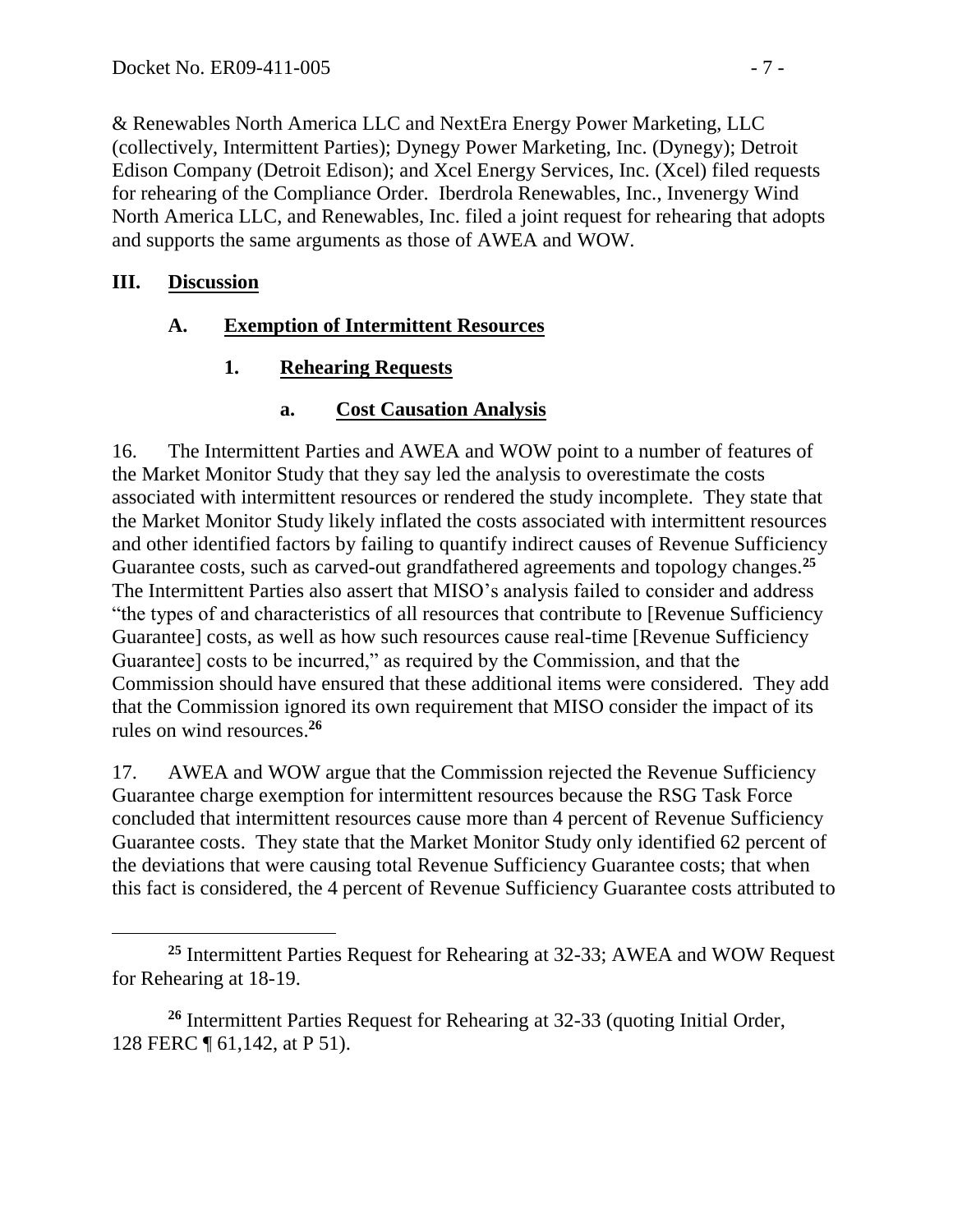& Renewables North America LLC and NextEra Energy Power Marketing, LLC (collectively, Intermittent Parties); Dynegy Power Marketing, Inc. (Dynegy); Detroit Edison Company (Detroit Edison); and Xcel Energy Services, Inc. (Xcel) filed requests for rehearing of the Compliance Order. Iberdrola Renewables, Inc., Invenergy Wind North America LLC, and Renewables, Inc. filed a joint request for rehearing that adopts and supports the same arguments as those of AWEA and WOW.

# III. Discussion

## A. Exemption of Intermittent Resources

### 1. Rehearing Requests

#### a. Cost Causation Analysis

16. The Intermittent Parties and AWEA and WOW point to a number of features of the Market Monitor Study that they say led the analysis to overestimate the costs associated with intermittent resources or rendered the study incomplete. They state that the Market Monitor Study likely inflated the costs associated with intermittent resources and other identified factors by failing to quantify indirect causes of Revenue Sufficiency Guarantee costs, such as carved-out grandfathered agreements and topology changes.[25] The Intermittent Parties also assert that MISO's analysis failed to consider and address "the types of and characteristics of all resources that contribute to [Revenue Sufficiency Guarantee] costs, as well as how such resources cause real-time [Revenue Sufficiency Guarantee] costs to be incurred," as required by the Commission, and that the Commission should have ensured that these additional items were considered. They add that the Commission ignored its own requirement that MISO consider the impact of its rules on wind resources.[26]

17. AWEA and WOW argue that the Commission rejected the Revenue Sufficiency Guarantee charge exemption for intermittent resources because the RSG Task Force concluded that intermittent resources cause more than 4 percent of Revenue Sufficiency Guarantee costs. They state that the Market Monitor Study only identified 62 percent of the deviations that were causing total Revenue Sufficiency Guarantee costs; that when this fact is considered, the 4 percent of Revenue Sufficiency Guarantee costs attributed to

---

[25] Intermittent Parties Request for Rehearing at 32-33; AWEA and WOW Request for Rehearing at 18-19.

[26] Intermittent Parties Request for Rehearing at 32-33 (quoting Initial Order, 128 FERC ¶ 61,142, at P 51).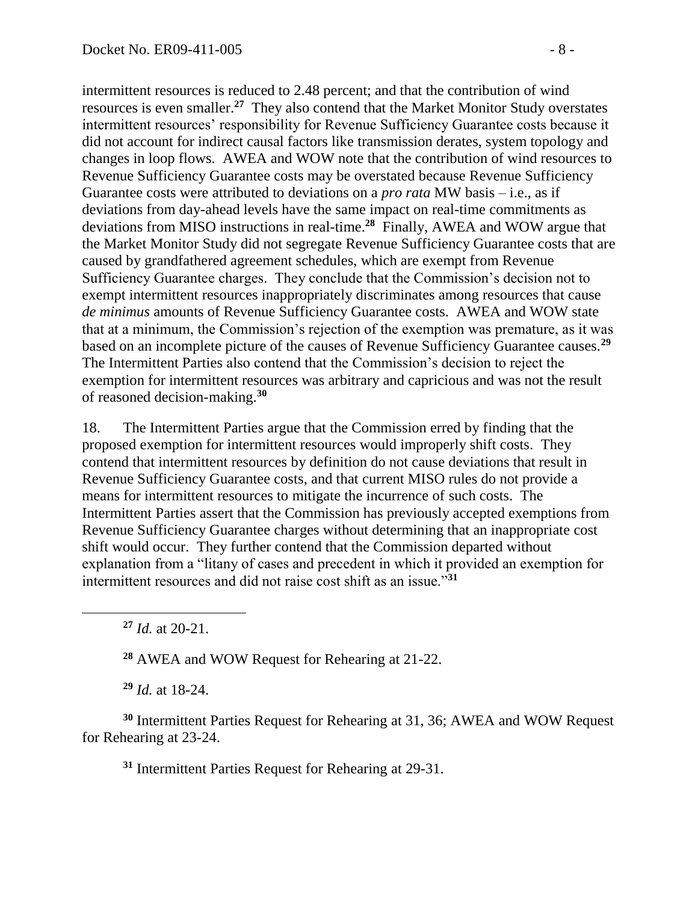intermittent resources is reduced to 2.48 percent; and that the contribution of wind resources is even smaller.[27] They also contend that the Market Monitor Study overstates intermittent resources' responsibility for Revenue Sufficiency Guarantee costs because it did not account for indirect causal factors like transmission derates, system topology and changes in loop flows. AWEA and WOW note that the contribution of wind resources to Revenue Sufficiency Guarantee costs may be overstated because Revenue Sufficiency Guarantee costs were attributed to deviations on a *pro rata* MW basis – i.e., as if deviations from day-ahead levels have the same impact on real-time commitments as deviations from MISO instructions in real-time.[28] Finally, AWEA and WOW argue that the Market Monitor Study did not segregate Revenue Sufficiency Guarantee costs that are caused by grandfathered agreement schedules, which are exempt from Revenue Sufficiency Guarantee charges. They conclude that the Commission's decision not to exempt intermittent resources inappropriately discriminates among resources that cause *de minimus* amounts of Revenue Sufficiency Guarantee costs. AWEA and WOW state that at a minimum, the Commission's rejection of the exemption was premature, as it was based on an incomplete picture of the causes of Revenue Sufficiency Guarantee causes.[29] The Intermittent Parties also contend that the Commission's decision to reject the exemption for intermittent resources was arbitrary and capricious and was not the result of reasoned decision-making.[30]

18. The Intermittent Parties argue that the Commission erred by finding that the proposed exemption for intermittent resources would improperly shift costs. They contend that intermittent resources by definition do not cause deviations that result in Revenue Sufficiency Guarantee costs, and that current MISO rules do not provide a means for intermittent resources to mitigate the incurrence of such costs. The Intermittent Parties assert that the Commission has previously accepted exemptions from Revenue Sufficiency Guarantee charges without determining that an inappropriate cost shift would occur. They further contend that the Commission departed without explanation from a "litany of cases and precedent in which it provided an exemption for intermittent resources and did not raise cost shift as an issue."[31]

[27] *Id.* at 20-21.

[28] AWEA and WOW Request for Rehearing at 21-22.

[29] *Id.* at 18-24.

[30] Intermittent Parties Request for Rehearing at 31, 36; AWEA and WOW Request for Rehearing at 23-24.

[31] Intermittent Parties Request for Rehearing at 29-31.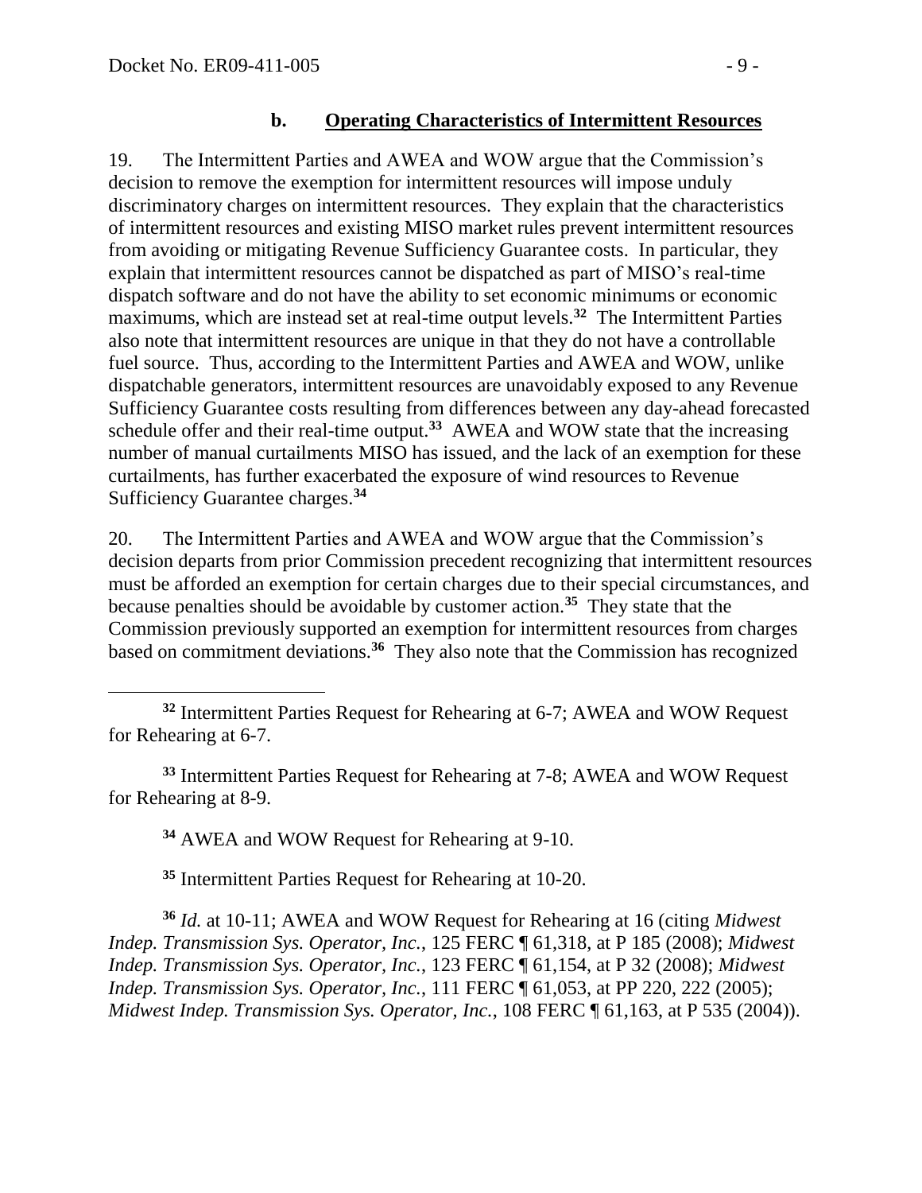### b. **Operating Characteristics of Intermittent Resources**

19. The Intermittent Parties and AWEA and WOW argue that the Commission's decision to remove the exemption for intermittent resources will impose unduly discriminatory charges on intermittent resources. They explain that the characteristics of intermittent resources and existing MISO market rules prevent intermittent resources from avoiding or mitigating Revenue Sufficiency Guarantee costs. In particular, they explain that intermittent resources cannot be dispatched as part of MISO's real-time dispatch software and do not have the ability to set economic minimums or economic maximums, which are instead set at real-time output levels.[32] The Intermittent Parties also note that intermittent resources are unique in that they do not have a controllable fuel source. Thus, according to the Intermittent Parties and AWEA and WOW, unlike dispatchable generators, intermittent resources are unavoidably exposed to any Revenue Sufficiency Guarantee costs resulting from differences between any day-ahead forecasted schedule offer and their real-time output.[33] AWEA and WOW state that the increasing number of manual curtailments MISO has issued, and the lack of an exemption for these curtailments, has further exacerbated the exposure of wind resources to Revenue Sufficiency Guarantee charges.[34]

20. The Intermittent Parties and AWEA and WOW argue that the Commission's decision departs from prior Commission precedent recognizing that intermittent resources must be afforded an exemption for certain charges due to their special circumstances, and because penalties should be avoidable by customer action.[35] They state that the Commission previously supported an exemption for intermittent resources from charges based on commitment deviations.[36] They also note that the Commission has recognized

---

[32] Intermittent Parties Request for Rehearing at 6-7; AWEA and WOW Request for Rehearing at 6-7.

[33] Intermittent Parties Request for Rehearing at 7-8; AWEA and WOW Request for Rehearing at 8-9.

[34] AWEA and WOW Request for Rehearing at 9-10.

[35] Intermittent Parties Request for Rehearing at 10-20.

[36] *Id.* at 10-11; AWEA and WOW Request for Rehearing at 16 (citing *Midwest Indep. Transmission Sys. Operator, Inc.*, 125 FERC ¶ 61,318, at P 185 (2008); *Midwest Indep. Transmission Sys. Operator, Inc.*, 123 FERC ¶ 61,154, at P 32 (2008); *Midwest Indep. Transmission Sys. Operator, Inc.*, 111 FERC ¶ 61,053, at PP 220, 222 (2005); *Midwest Indep. Transmission Sys. Operator, Inc.*, 108 FERC ¶ 61,163, at P 535 (2004)).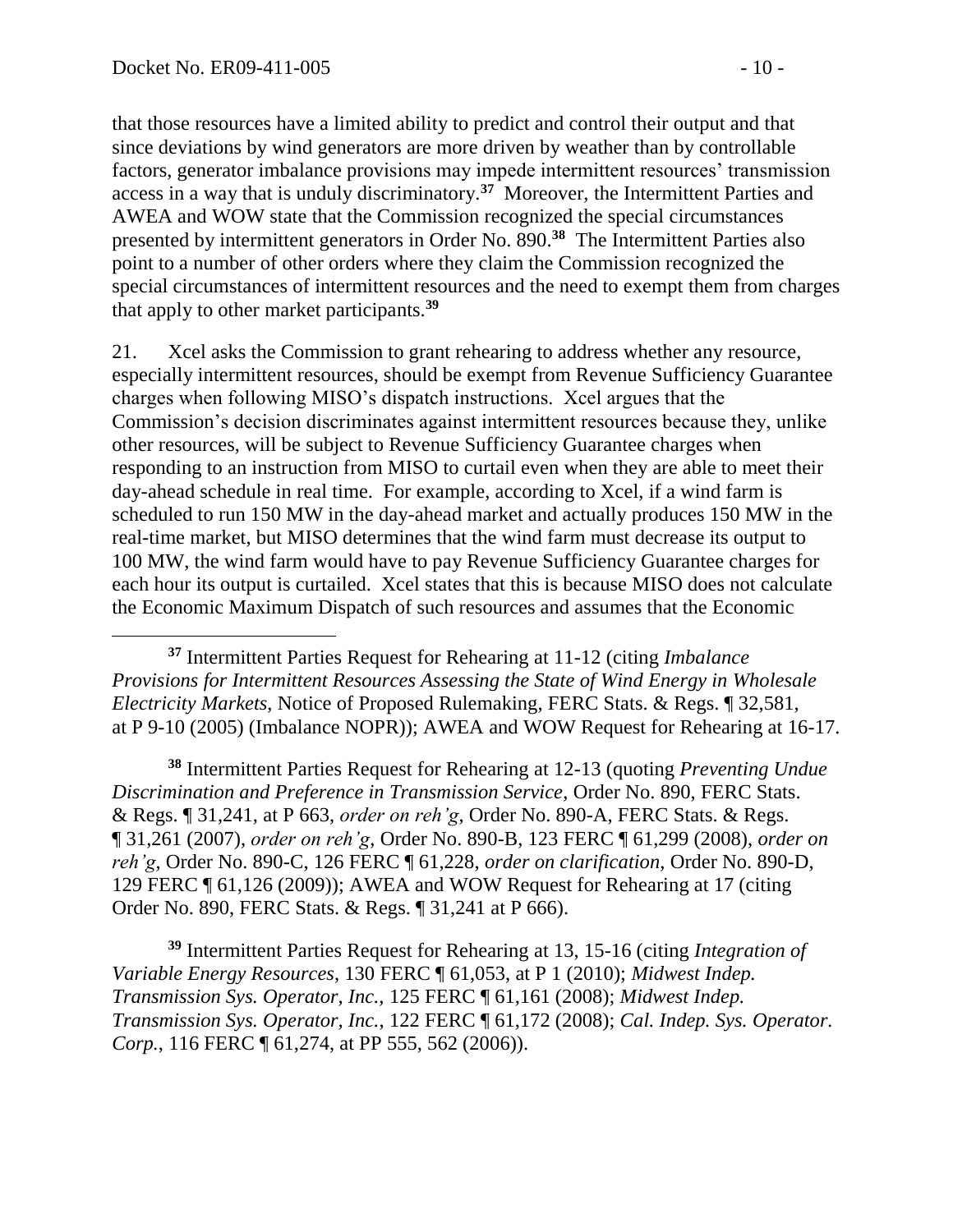that those resources have a limited ability to predict and control their output and that since deviations by wind generators are more driven by weather than by controllable factors, generator imbalance provisions may impede intermittent resources' transmission access in a way that is unduly discriminatory.[37] Moreover, the Intermittent Parties and AWEA and WOW state that the Commission recognized the special circumstances presented by intermittent generators in Order No. 890.[38] The Intermittent Parties also point to a number of other orders where they claim the Commission recognized the special circumstances of intermittent resources and the need to exempt them from charges that apply to other market participants.[39]

21. Xcel asks the Commission to grant rehearing to address whether any resource, especially intermittent resources, should be exempt from Revenue Sufficiency Guarantee charges when following MISO's dispatch instructions. Xcel argues that the Commission's decision discriminates against intermittent resources because they, unlike other resources, will be subject to Revenue Sufficiency Guarantee charges when responding to an instruction from MISO to curtail even when they are able to meet their day-ahead schedule in real time. For example, according to Xcel, if a wind farm is scheduled to run 150 MW in the day-ahead market and actually produces 150 MW in the real-time market, but MISO determines that the wind farm must decrease its output to 100 MW, the wind farm would have to pay Revenue Sufficiency Guarantee charges for each hour its output is curtailed. Xcel states that this is because MISO does not calculate the Economic Maximum Dispatch of such resources and assumes that the Economic

---

[37] Intermittent Parties Request for Rehearing at 11-12 (citing *Imbalance Provisions for Intermittent Resources Assessing the State of Wind Energy in Wholesale Electricity Markets*, Notice of Proposed Rulemaking, FERC Stats. & Regs. ¶ 32,581, at P 9-10 (2005) (Imbalance NOPR)); AWEA and WOW Request for Rehearing at 16-17.

[38] Intermittent Parties Request for Rehearing at 12-13 (quoting *Preventing Undue Discrimination and Preference in Transmission Service*, Order No. 890, FERC Stats. & Regs. ¶ 31,241, at P 663, *order on reh'g*, Order No. 890-A, FERC Stats. & Regs. ¶ 31,261 (2007), *order on reh'g*, Order No. 890-B, 123 FERC ¶ 61,299 (2008), *order on reh'g*, Order No. 890-C, 126 FERC ¶ 61,228, *order on clarification*, Order No. 890-D, 129 FERC ¶ 61,126 (2009)); AWEA and WOW Request for Rehearing at 17 (citing Order No. 890, FERC Stats. & Regs. ¶ 31,241 at P 666).

[39] Intermittent Parties Request for Rehearing at 13, 15-16 (citing *Integration of Variable Energy Resources*, 130 FERC ¶ 61,053, at P 1 (2010); *Midwest Indep. Transmission Sys. Operator, Inc.*, 125 FERC ¶ 61,161 (2008); *Midwest Indep. Transmission Sys. Operator, Inc.*, 122 FERC ¶ 61,172 (2008); *Cal. Indep. Sys. Operator. Corp.*, 116 FERC ¶ 61,274, at PP 555, 562 (2006)).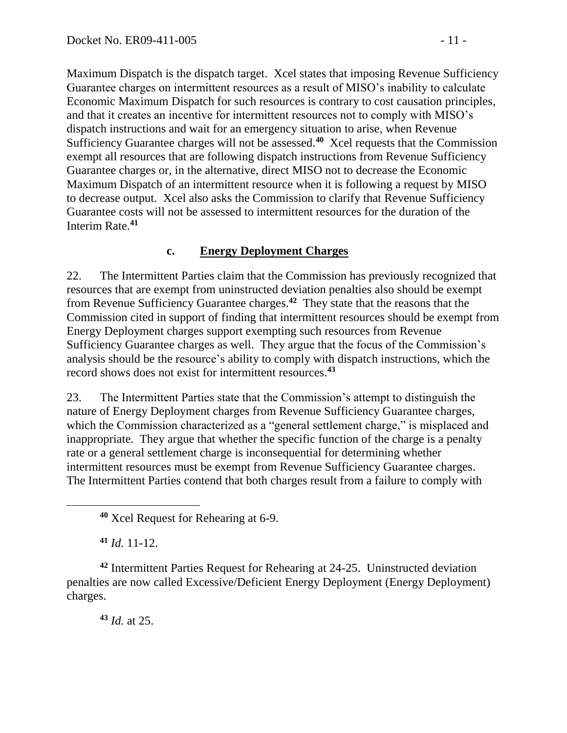Maximum Dispatch is the dispatch target. Xcel states that imposing Revenue Sufficiency Guarantee charges on intermittent resources as a result of MISO's inability to calculate Economic Maximum Dispatch for such resources is contrary to cost causation principles, and that it creates an incentive for intermittent resources not to comply with MISO's dispatch instructions and wait for an emergency situation to arise, when Revenue Sufficiency Guarantee charges will not be assessed.[40] Xcel requests that the Commission exempt all resources that are following dispatch instructions from Revenue Sufficiency Guarantee charges or, in the alternative, direct MISO not to decrease the Economic Maximum Dispatch of an intermittent resource when it is following a request by MISO to decrease output. Xcel also asks the Commission to clarify that Revenue Sufficiency Guarantee costs will not be assessed to intermittent resources for the duration of the Interim Rate.[41]

### c. Energy Deployment Charges

22. The Intermittent Parties claim that the Commission has previously recognized that resources that are exempt from uninstructed deviation penalties also should be exempt from Revenue Sufficiency Guarantee charges.[42] They state that the reasons that the Commission cited in support of finding that intermittent resources should be exempt from Energy Deployment charges support exempting such resources from Revenue Sufficiency Guarantee charges as well. They argue that the focus of the Commission's analysis should be the resource's ability to comply with dispatch instructions, which the record shows does not exist for intermittent resources.[43]

23. The Intermittent Parties state that the Commission's attempt to distinguish the nature of Energy Deployment charges from Revenue Sufficiency Guarantee charges, which the Commission characterized as a "general settlement charge," is misplaced and inappropriate. They argue that whether the specific function of the charge is a penalty rate or a general settlement charge is inconsequential for determining whether intermittent resources must be exempt from Revenue Sufficiency Guarantee charges. The Intermittent Parties contend that both charges result from a failure to comply with

---

[40] Xcel Request for Rehearing at 6-9.

[41] *Id.* 11-12.

[42] Intermittent Parties Request for Rehearing at 24-25. Uninstructed deviation penalties are now called Excessive/Deficient Energy Deployment (Energy Deployment) charges.

[43] *Id.* at 25.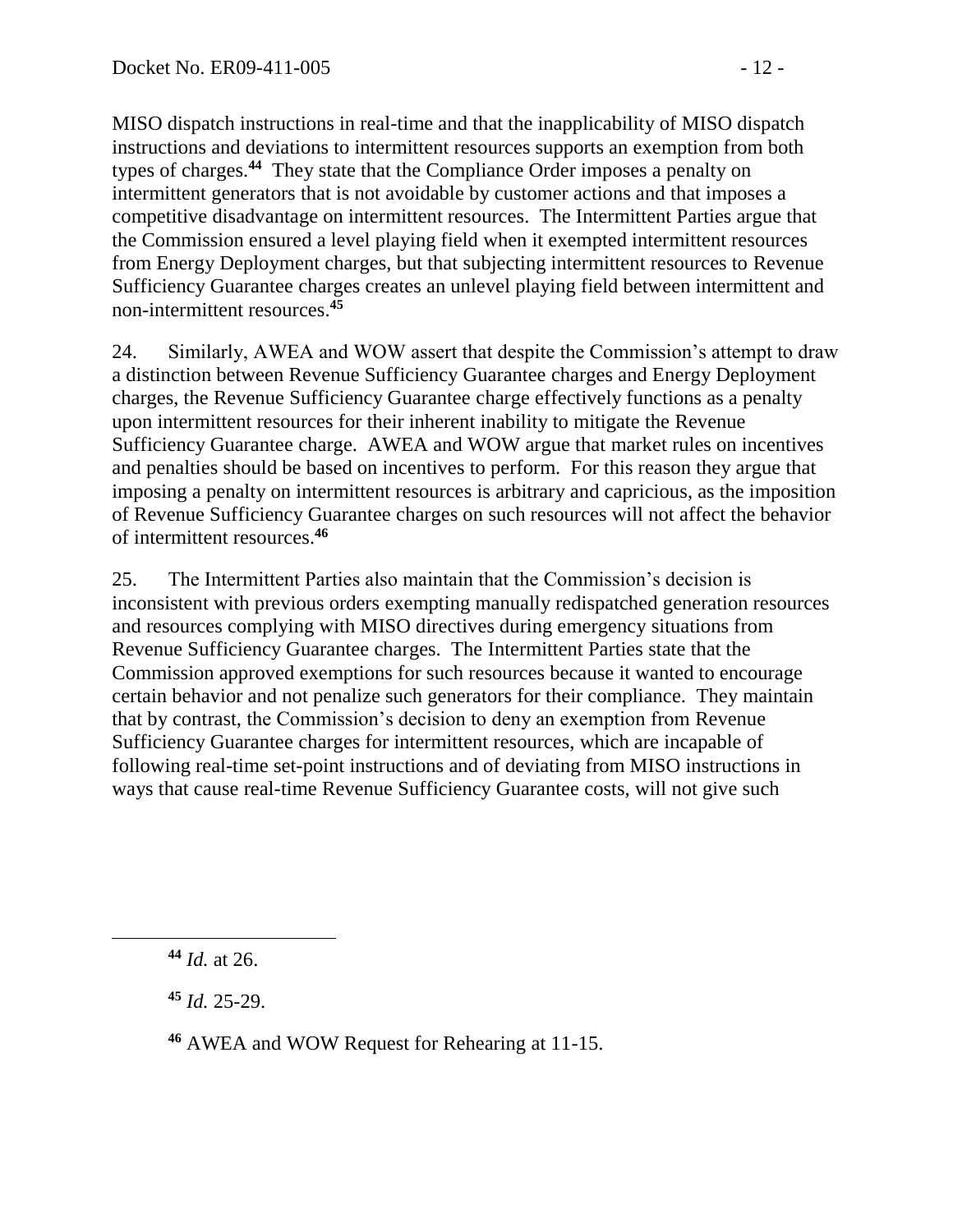MISO dispatch instructions in real-time and that the inapplicability of MISO dispatch instructions and deviations to intermittent resources supports an exemption from both types of charges.[44] They state that the Compliance Order imposes a penalty on intermittent generators that is not avoidable by customer actions and that imposes a competitive disadvantage on intermittent resources. The Intermittent Parties argue that the Commission ensured a level playing field when it exempted intermittent resources from Energy Deployment charges, but that subjecting intermittent resources to Revenue Sufficiency Guarantee charges creates an unlevel playing field between intermittent and non-intermittent resources.[45]

24. Similarly, AWEA and WOW assert that despite the Commission's attempt to draw a distinction between Revenue Sufficiency Guarantee charges and Energy Deployment charges, the Revenue Sufficiency Guarantee charge effectively functions as a penalty upon intermittent resources for their inherent inability to mitigate the Revenue Sufficiency Guarantee charge. AWEA and WOW argue that market rules on incentives and penalties should be based on incentives to perform. For this reason they argue that imposing a penalty on intermittent resources is arbitrary and capricious, as the imposition of Revenue Sufficiency Guarantee charges on such resources will not affect the behavior of intermittent resources.[46]

25. The Intermittent Parties also maintain that the Commission's decision is inconsistent with previous orders exempting manually redispatched generation resources and resources complying with MISO directives during emergency situations from Revenue Sufficiency Guarantee charges. The Intermittent Parties state that the Commission approved exemptions for such resources because it wanted to encourage certain behavior and not penalize such generators for their compliance. They maintain that by contrast, the Commission's decision to deny an exemption from Revenue Sufficiency Guarantee charges for intermittent resources, which are incapable of following real-time set-point instructions and of deviating from MISO instructions in ways that cause real-time Revenue Sufficiency Guarantee costs, will not give such

---

[44] *Id.* at 26.

[45] *Id.* 25-29.

[46] AWEA and WOW Request for Rehearing at 11-15.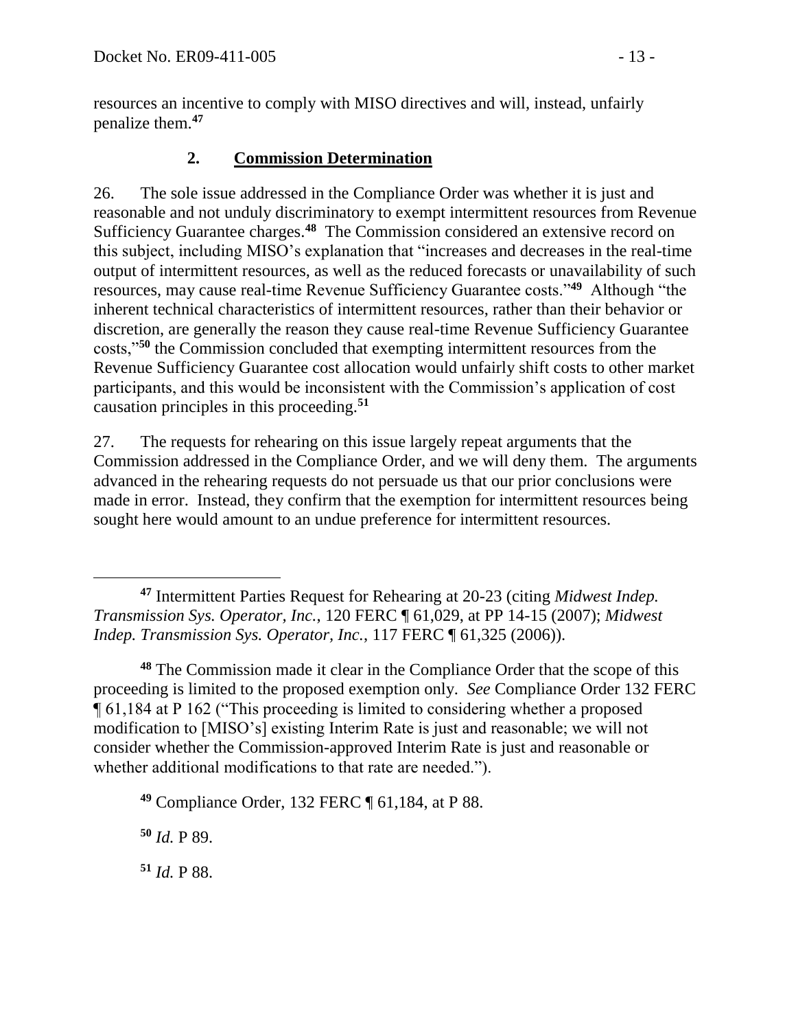resources an incentive to comply with MISO directives and will, instead, unfairly penalize them.[47]

### 2. **Commission Determination**

26. The sole issue addressed in the Compliance Order was whether it is just and reasonable and not unduly discriminatory to exempt intermittent resources from Revenue Sufficiency Guarantee charges.[48] The Commission considered an extensive record on this subject, including MISO's explanation that "increases and decreases in the real-time output of intermittent resources, as well as the reduced forecasts or unavailability of such resources, may cause real-time Revenue Sufficiency Guarantee costs."[49] Although "the inherent technical characteristics of intermittent resources, rather than their behavior or discretion, are generally the reason they cause real-time Revenue Sufficiency Guarantee costs,"[50] the Commission concluded that exempting intermittent resources from the Revenue Sufficiency Guarantee cost allocation would unfairly shift costs to other market participants, and this would be inconsistent with the Commission's application of cost causation principles in this proceeding.[51]

27. The requests for rehearing on this issue largely repeat arguments that the Commission addressed in the Compliance Order, and we will deny them. The arguments advanced in the rehearing requests do not persuade us that our prior conclusions were made in error. Instead, they confirm that the exemption for intermittent resources being sought here would amount to an undue preference for intermittent resources.

---

[47] Intermittent Parties Request for Rehearing at 20-23 (citing *Midwest Indep. Transmission Sys. Operator, Inc.*, 120 FERC ¶ 61,029, at PP 14-15 (2007); *Midwest Indep. Transmission Sys. Operator, Inc.*, 117 FERC ¶ 61,325 (2006)).

[48] The Commission made it clear in the Compliance Order that the scope of this proceeding is limited to the proposed exemption only. *See* Compliance Order 132 FERC ¶ 61,184 at P 162 ("This proceeding is limited to considering whether a proposed modification to [MISO's] existing Interim Rate is just and reasonable; we will not consider whether the Commission-approved Interim Rate is just and reasonable or whether additional modifications to that rate are needed.").

[49] Compliance Order, 132 FERC ¶ 61,184, at P 88.

[50] *Id.* P 89.

[51] *Id.* P 88.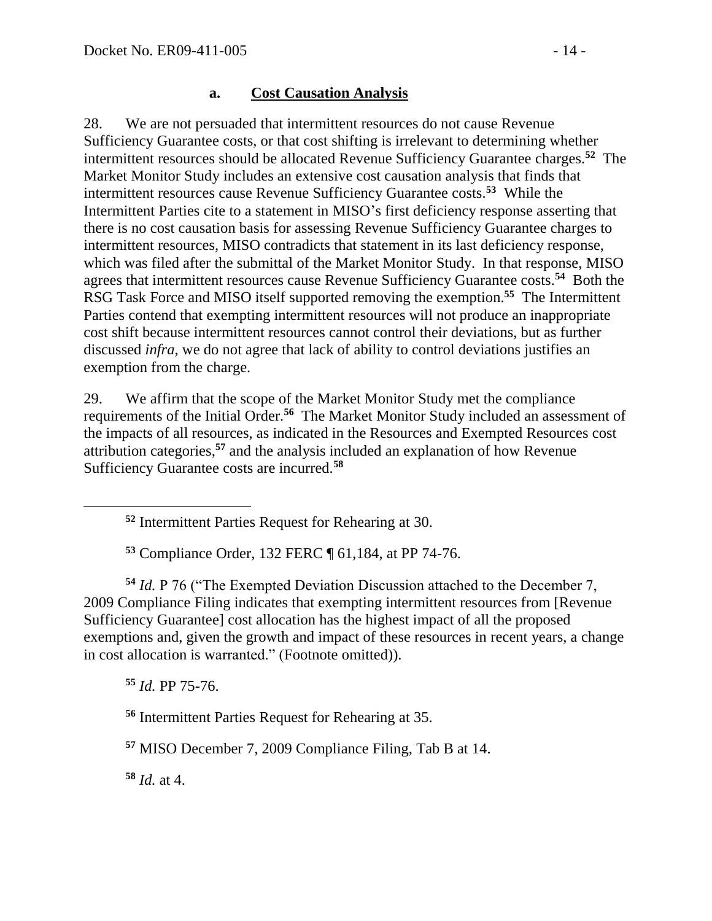### a. Cost Causation Analysis

28. We are not persuaded that intermittent resources do not cause Revenue Sufficiency Guarantee costs, or that cost shifting is irrelevant to determining whether intermittent resources should be allocated Revenue Sufficiency Guarantee charges.[52] The Market Monitor Study includes an extensive cost causation analysis that finds that intermittent resources cause Revenue Sufficiency Guarantee costs.[53] While the Intermittent Parties cite to a statement in MISO's first deficiency response asserting that there is no cost causation basis for assessing Revenue Sufficiency Guarantee charges to intermittent resources, MISO contradicts that statement in its last deficiency response, which was filed after the submittal of the Market Monitor Study. In that response, MISO agrees that intermittent resources cause Revenue Sufficiency Guarantee costs.[54] Both the RSG Task Force and MISO itself supported removing the exemption.[55] The Intermittent Parties contend that exempting intermittent resources will not produce an inappropriate cost shift because intermittent resources cannot control their deviations, but as further discussed *infra*, we do not agree that lack of ability to control deviations justifies an exemption from the charge.

29. We affirm that the scope of the Market Monitor Study met the compliance requirements of the Initial Order.[56] The Market Monitor Study included an assessment of the impacts of all resources, as indicated in the Resources and Exempted Resources cost attribution categories,[57] and the analysis included an explanation of how Revenue Sufficiency Guarantee costs are incurred.[58]

---

[52] Intermittent Parties Request for Rehearing at 30.

[53] Compliance Order, 132 FERC ¶ 61,184, at PP 74-76.

[54] *Id.* P 76 ("The Exempted Deviation Discussion attached to the December 7, 2009 Compliance Filing indicates that exempting intermittent resources from [Revenue Sufficiency Guarantee] cost allocation has the highest impact of all the proposed exemptions and, given the growth and impact of these resources in recent years, a change in cost allocation is warranted." (Footnote omitted)).

[55] *Id.* PP 75-76.

[56] Intermittent Parties Request for Rehearing at 35.

[57] MISO December 7, 2009 Compliance Filing, Tab B at 14.

[58] *Id.* at 4.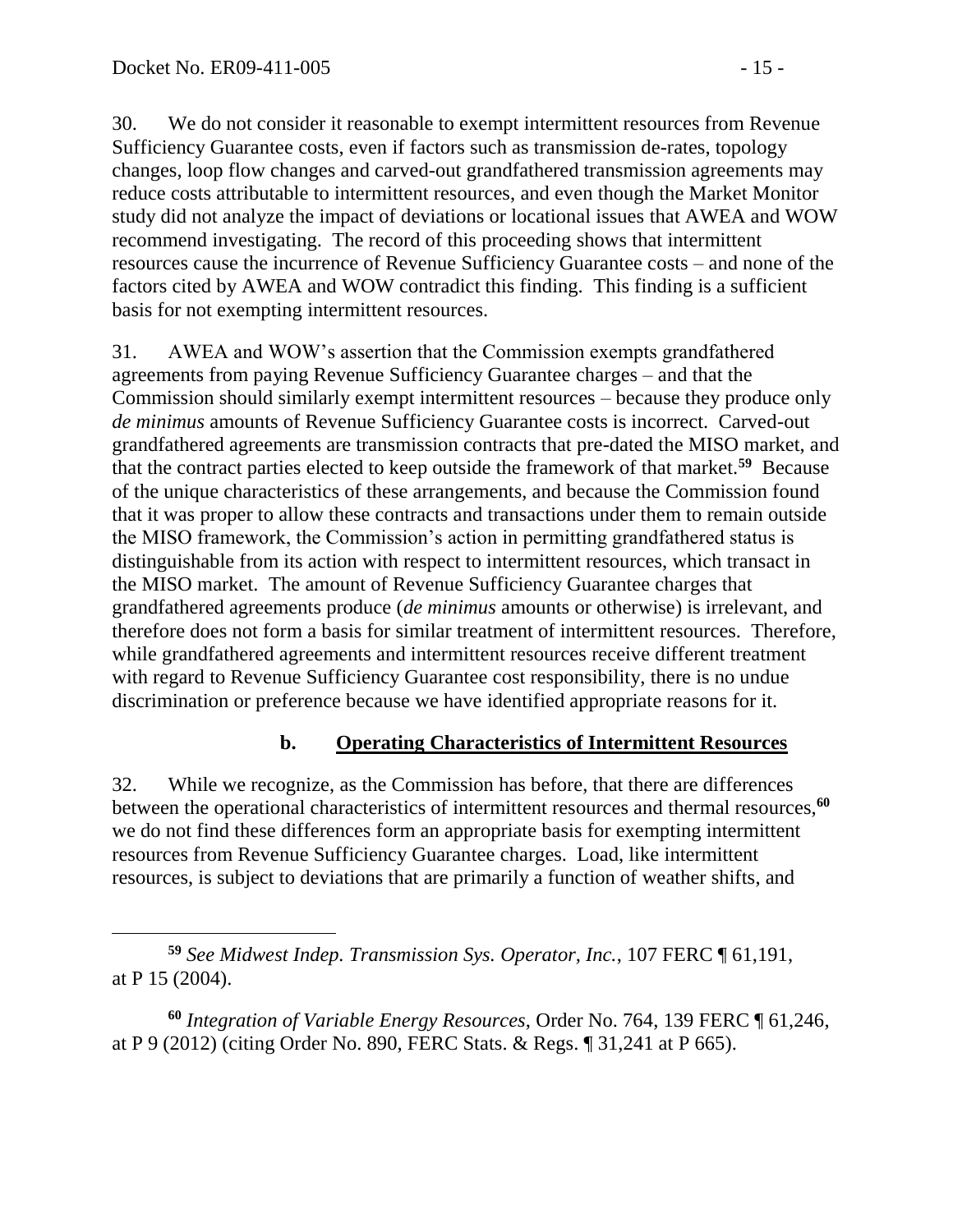30. We do not consider it reasonable to exempt intermittent resources from Revenue Sufficiency Guarantee costs, even if factors such as transmission de-rates, topology changes, loop flow changes and carved-out grandfathered transmission agreements may reduce costs attributable to intermittent resources, and even though the Market Monitor study did not analyze the impact of deviations or locational issues that AWEA and WOW recommend investigating. The record of this proceeding shows that intermittent resources cause the incurrence of Revenue Sufficiency Guarantee costs – and none of the factors cited by AWEA and WOW contradict this finding. This finding is a sufficient basis for not exempting intermittent resources.

31. AWEA and WOW's assertion that the Commission exempts grandfathered agreements from paying Revenue Sufficiency Guarantee charges – and that the Commission should similarly exempt intermittent resources – because they produce only *de minimus* amounts of Revenue Sufficiency Guarantee costs is incorrect. Carved-out grandfathered agreements are transmission contracts that pre-dated the MISO market, and that the contract parties elected to keep outside the framework of that market.[59] Because of the unique characteristics of these arrangements, and because the Commission found that it was proper to allow these contracts and transactions under them to remain outside the MISO framework, the Commission's action in permitting grandfathered status is distinguishable from its action with respect to intermittent resources, which transact in the MISO market. The amount of Revenue Sufficiency Guarantee charges that grandfathered agreements produce (*de minimus* amounts or otherwise) is irrelevant, and therefore does not form a basis for similar treatment of intermittent resources. Therefore, while grandfathered agreements and intermittent resources receive different treatment with regard to Revenue Sufficiency Guarantee cost responsibility, there is no undue discrimination or preference because we have identified appropriate reasons for it.

### b. Operating Characteristics of Intermittent Resources

32. While we recognize, as the Commission has before, that there are differences between the operational characteristics of intermittent resources and thermal resources,[60] we do not find these differences form an appropriate basis for exempting intermittent resources from Revenue Sufficiency Guarantee charges. Load, like intermittent resources, is subject to deviations that are primarily a function of weather shifts, and

---

[59] *See Midwest Indep. Transmission Sys. Operator, Inc.*, 107 FERC ¶ 61,191, at P 15 (2004).

[60] *Integration of Variable Energy Resources*, Order No. 764, 139 FERC ¶ 61,246, at P 9 (2012) (citing Order No. 890, FERC Stats. & Regs. ¶ 31,241 at P 665).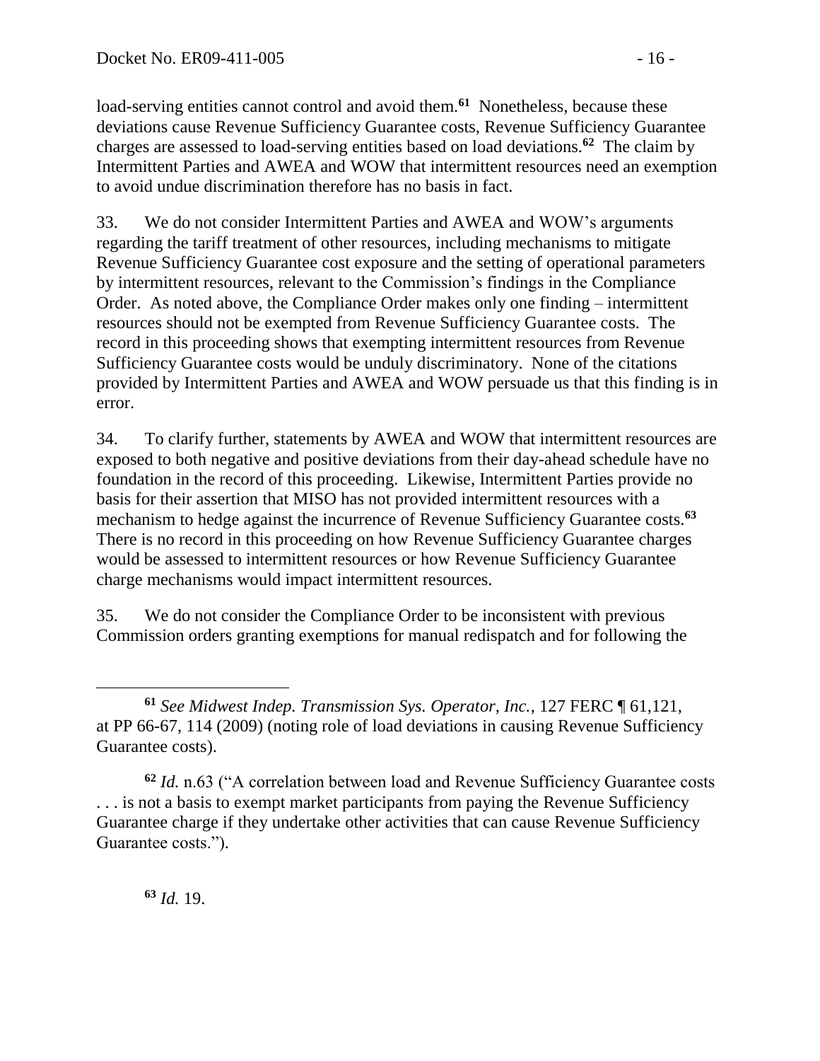load-serving entities cannot control and avoid them.[61] Nonetheless, because these deviations cause Revenue Sufficiency Guarantee costs, Revenue Sufficiency Guarantee charges are assessed to load-serving entities based on load deviations.[62] The claim by Intermittent Parties and AWEA and WOW that intermittent resources need an exemption to avoid undue discrimination therefore has no basis in fact.

33. We do not consider Intermittent Parties and AWEA and WOW's arguments regarding the tariff treatment of other resources, including mechanisms to mitigate Revenue Sufficiency Guarantee cost exposure and the setting of operational parameters by intermittent resources, relevant to the Commission's findings in the Compliance Order. As noted above, the Compliance Order makes only one finding – intermittent resources should not be exempted from Revenue Sufficiency Guarantee costs. The record in this proceeding shows that exempting intermittent resources from Revenue Sufficiency Guarantee costs would be unduly discriminatory. None of the citations provided by Intermittent Parties and AWEA and WOW persuade us that this finding is in error.

34. To clarify further, statements by AWEA and WOW that intermittent resources are exposed to both negative and positive deviations from their day-ahead schedule have no foundation in the record of this proceeding. Likewise, Intermittent Parties provide no basis for their assertion that MISO has not provided intermittent resources with a mechanism to hedge against the incurrence of Revenue Sufficiency Guarantee costs.[63] There is no record in this proceeding on how Revenue Sufficiency Guarantee charges would be assessed to intermittent resources or how Revenue Sufficiency Guarantee charge mechanisms would impact intermittent resources.

35. We do not consider the Compliance Order to be inconsistent with previous Commission orders granting exemptions for manual redispatch and for following the

---

[61] *See Midwest Indep. Transmission Sys. Operator, Inc.*, 127 FERC ¶ 61,121, at PP 66-67, 114 (2009) (noting role of load deviations in causing Revenue Sufficiency Guarantee costs).

[62] *Id.* n.63 ("A correlation between load and Revenue Sufficiency Guarantee costs . . . is not a basis to exempt market participants from paying the Revenue Sufficiency Guarantee charge if they undertake other activities that can cause Revenue Sufficiency Guarantee costs.").

[63] *Id.* 19.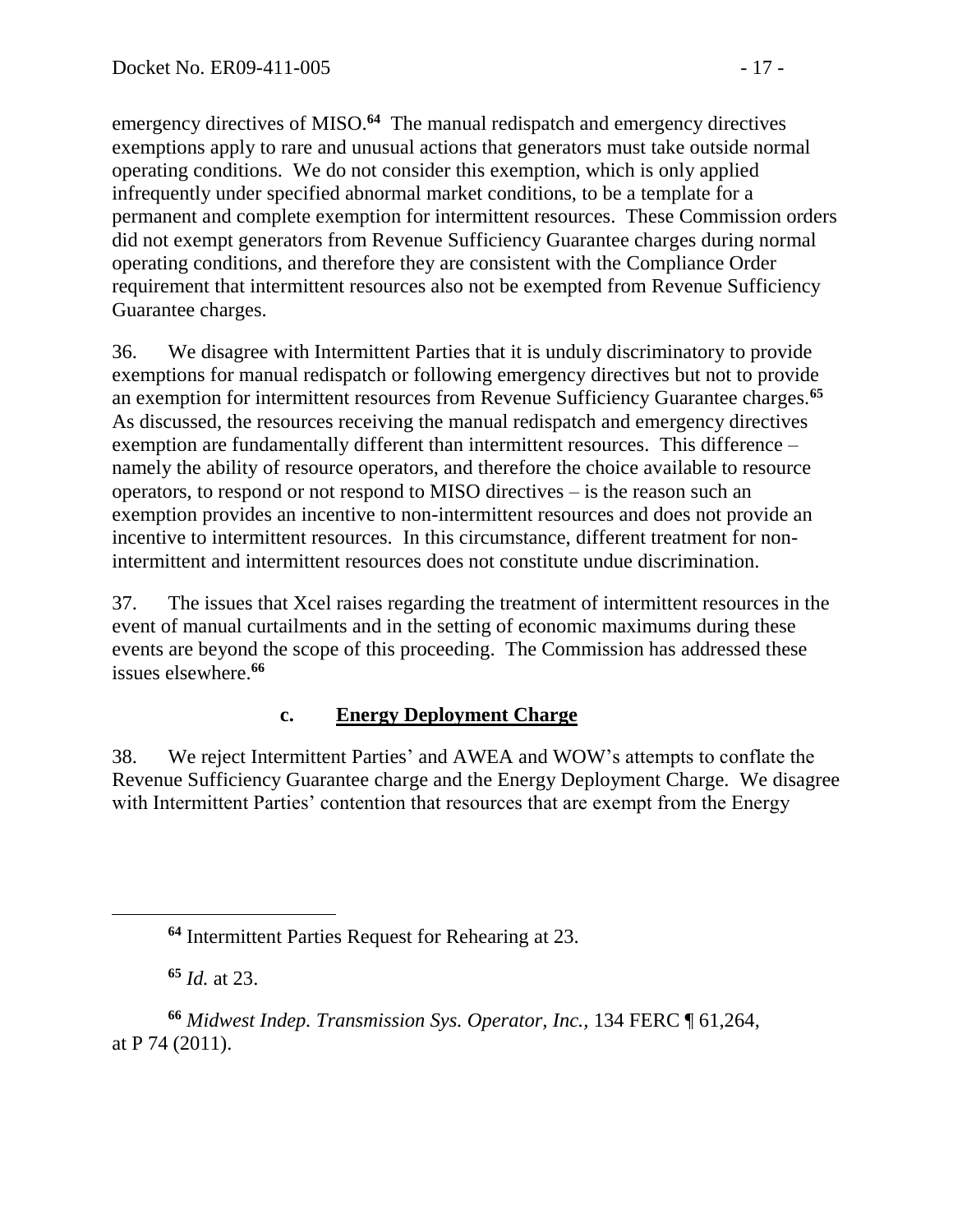emergency directives of MISO.[64] The manual redispatch and emergency directives exemptions apply to rare and unusual actions that generators must take outside normal operating conditions. We do not consider this exemption, which is only applied infrequently under specified abnormal market conditions, to be a template for a permanent and complete exemption for intermittent resources. These Commission orders did not exempt generators from Revenue Sufficiency Guarantee charges during normal operating conditions, and therefore they are consistent with the Compliance Order requirement that intermittent resources also not be exempted from Revenue Sufficiency Guarantee charges.

36. We disagree with Intermittent Parties that it is unduly discriminatory to provide exemptions for manual redispatch or following emergency directives but not to provide an exemption for intermittent resources from Revenue Sufficiency Guarantee charges.[65] As discussed, the resources receiving the manual redispatch and emergency directives exemption are fundamentally different than intermittent resources. This difference – namely the ability of resource operators, and therefore the choice available to resource operators, to respond or not respond to MISO directives – is the reason such an exemption provides an incentive to non-intermittent resources and does not provide an incentive to intermittent resources. In this circumstance, different treatment for non-intermittent and intermittent resources does not constitute undue discrimination.

37. The issues that Xcel raises regarding the treatment of intermittent resources in the event of manual curtailments and in the setting of economic maximums during these events are beyond the scope of this proceeding. The Commission has addressed these issues elsewhere.[66]

### c. <u>Energy Deployment Charge</u>

38. We reject Intermittent Parties' and AWEA and WOW's attempts to conflate the Revenue Sufficiency Guarantee charge and the Energy Deployment Charge. We disagree with Intermittent Parties' contention that resources that are exempt from the Energy

---

[64] Intermittent Parties Request for Rehearing at 23.

[65] *Id.* at 23.

[66] *Midwest Indep. Transmission Sys. Operator, Inc.*, 134 FERC ¶ 61,264, at P 74 (2011).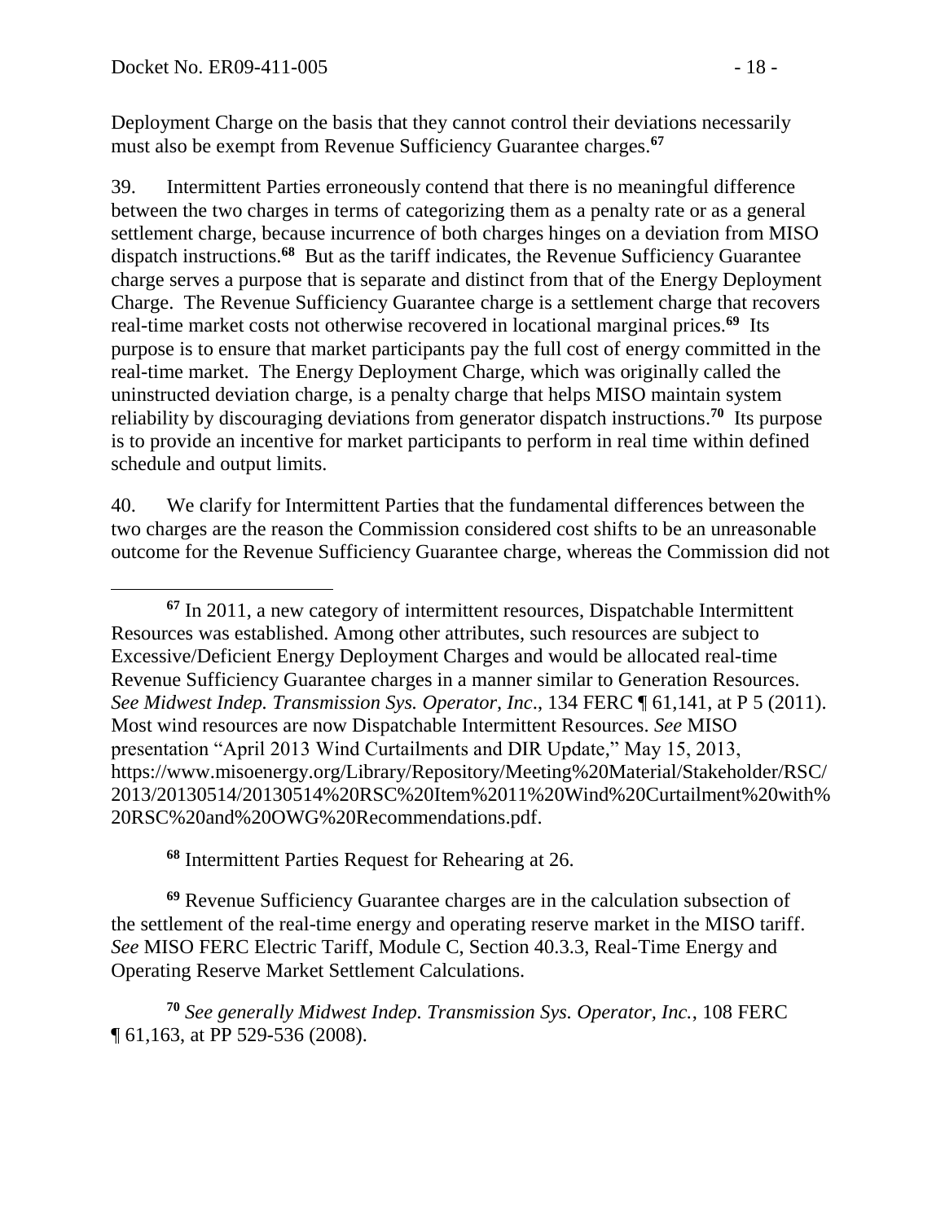Deployment Charge on the basis that they cannot control their deviations necessarily must also be exempt from Revenue Sufficiency Guarantee charges.[67]

39. Intermittent Parties erroneously contend that there is no meaningful difference between the two charges in terms of categorizing them as a penalty rate or as a general settlement charge, because incurrence of both charges hinges on a deviation from MISO dispatch instructions.[68] But as the tariff indicates, the Revenue Sufficiency Guarantee charge serves a purpose that is separate and distinct from that of the Energy Deployment Charge. The Revenue Sufficiency Guarantee charge is a settlement charge that recovers real-time market costs not otherwise recovered in locational marginal prices.[69] Its purpose is to ensure that market participants pay the full cost of energy committed in the real-time market. The Energy Deployment Charge, which was originally called the uninstructed deviation charge, is a penalty charge that helps MISO maintain system reliability by discouraging deviations from generator dispatch instructions.[70] Its purpose is to provide an incentive for market participants to perform in real time within defined schedule and output limits.

40. We clarify for Intermittent Parties that the fundamental differences between the two charges are the reason the Commission considered cost shifts to be an unreasonable outcome for the Revenue Sufficiency Guarantee charge, whereas the Commission did not

---

[67] In 2011, a new category of intermittent resources, Dispatchable Intermittent Resources was established. Among other attributes, such resources are subject to Excessive/Deficient Energy Deployment Charges and would be allocated real-time Revenue Sufficiency Guarantee charges in a manner similar to Generation Resources. *See Midwest Indep. Transmission Sys. Operator, Inc*., 134 FERC ¶ 61,141, at P 5 (2011). Most wind resources are now Dispatchable Intermittent Resources. *See* MISO presentation "April 2013 Wind Curtailments and DIR Update," May 15, 2013, https://www.misoenergy.org/Library/Repository/Meeting%20Material/Stakeholder/RSC/2013/20130514/20130514%20RSC%20Item%2011%20Wind%20Curtailment%20with%20RSC%20and%20OWG%20Recommendations.pdf.

[68] Intermittent Parties Request for Rehearing at 26.

[69] Revenue Sufficiency Guarantee charges are in the calculation subsection of the settlement of the real-time energy and operating reserve market in the MISO tariff. *See* MISO FERC Electric Tariff, Module C, Section 40.3.3, Real-Time Energy and Operating Reserve Market Settlement Calculations.

[70] *See generally Midwest Indep. Transmission Sys. Operator, Inc.*, 108 FERC ¶ 61,163, at PP 529-536 (2008).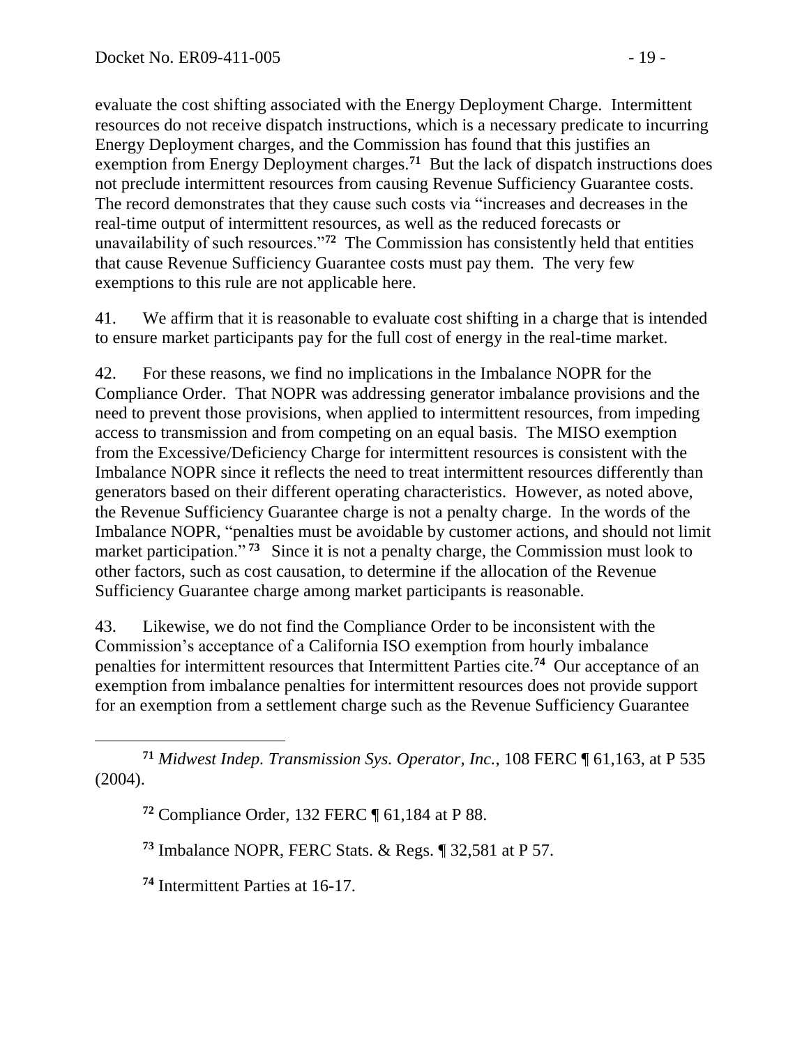evaluate the cost shifting associated with the Energy Deployment Charge. Intermittent resources do not receive dispatch instructions, which is a necessary predicate to incurring Energy Deployment charges, and the Commission has found that this justifies an exemption from Energy Deployment charges.[71] But the lack of dispatch instructions does not preclude intermittent resources from causing Revenue Sufficiency Guarantee costs. The record demonstrates that they cause such costs via "increases and decreases in the real-time output of intermittent resources, as well as the reduced forecasts or unavailability of such resources."[72] The Commission has consistently held that entities that cause Revenue Sufficiency Guarantee costs must pay them. The very few exemptions to this rule are not applicable here.

41. We affirm that it is reasonable to evaluate cost shifting in a charge that is intended to ensure market participants pay for the full cost of energy in the real-time market.

42. For these reasons, we find no implications in the Imbalance NOPR for the Compliance Order. That NOPR was addressing generator imbalance provisions and the need to prevent those provisions, when applied to intermittent resources, from impeding access to transmission and from competing on an equal basis. The MISO exemption from the Excessive/Deficiency Charge for intermittent resources is consistent with the Imbalance NOPR since it reflects the need to treat intermittent resources differently than generators based on their different operating characteristics. However, as noted above, the Revenue Sufficiency Guarantee charge is not a penalty charge. In the words of the Imbalance NOPR, "penalties must be avoidable by customer actions, and should not limit market participation."[73] Since it is not a penalty charge, the Commission must look to other factors, such as cost causation, to determine if the allocation of the Revenue Sufficiency Guarantee charge among market participants is reasonable.

43. Likewise, we do not find the Compliance Order to be inconsistent with the Commission's acceptance of a California ISO exemption from hourly imbalance penalties for intermittent resources that Intermittent Parties cite.[74] Our acceptance of an exemption from imbalance penalties for intermittent resources does not provide support for an exemption from a settlement charge such as the Revenue Sufficiency Guarantee

---

[71] *Midwest Indep. Transmission Sys. Operator, Inc.*, 108 FERC ¶ 61,163, at P 535 (2004).

[72] Compliance Order, 132 FERC ¶ 61,184 at P 88.

[73] Imbalance NOPR, FERC Stats. & Regs. ¶ 32,581 at P 57.

[74] Intermittent Parties at 16-17.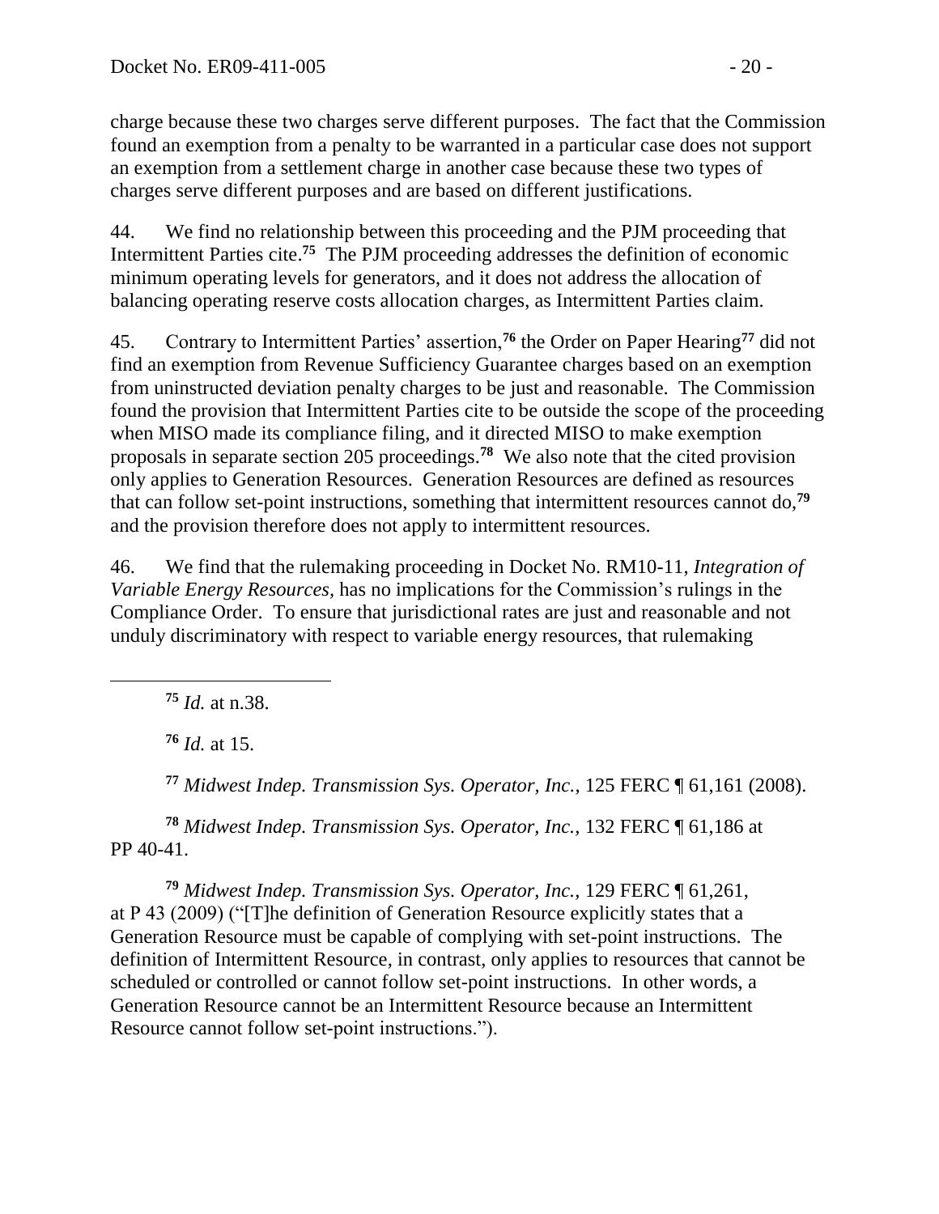charge because these two charges serve different purposes. The fact that the Commission found an exemption from a penalty to be warranted in a particular case does not support an exemption from a settlement charge in another case because these two types of charges serve different purposes and are based on different justifications.

44. We find no relationship between this proceeding and the PJM proceeding that Intermittent Parties cite.[75] The PJM proceeding addresses the definition of economic minimum operating levels for generators, and it does not address the allocation of balancing operating reserve costs allocation charges, as Intermittent Parties claim.

45. Contrary to Intermittent Parties' assertion,[76] the Order on Paper Hearing[77] did not find an exemption from Revenue Sufficiency Guarantee charges based on an exemption from uninstructed deviation penalty charges to be just and reasonable. The Commission found the provision that Intermittent Parties cite to be outside the scope of the proceeding when MISO made its compliance filing, and it directed MISO to make exemption proposals in separate section 205 proceedings.[78] We also note that the cited provision only applies to Generation Resources. Generation Resources are defined as resources that can follow set-point instructions, something that intermittent resources cannot do,[79] and the provision therefore does not apply to intermittent resources.

46. We find that the rulemaking proceeding in Docket No. RM10-11, *Integration of Variable Energy Resources,* has no implications for the Commission's rulings in the Compliance Order. To ensure that jurisdictional rates are just and reasonable and not unduly discriminatory with respect to variable energy resources, that rulemaking

---

[75] *Id.* at n.38.

[76] *Id.* at 15.

[77] *Midwest Indep. Transmission Sys. Operator, Inc.,* 125 FERC ¶ 61,161 (2008).

[78] *Midwest Indep. Transmission Sys. Operator, Inc.,* 132 FERC ¶ 61,186 at PP 40-41.

[79] *Midwest Indep. Transmission Sys. Operator, Inc.,* 129 FERC ¶ 61,261, at P 43 (2009) ("[T]he definition of Generation Resource explicitly states that a Generation Resource must be capable of complying with set-point instructions. The definition of Intermittent Resource, in contrast, only applies to resources that cannot be scheduled or controlled or cannot follow set-point instructions. In other words, a Generation Resource cannot be an Intermittent Resource because an Intermittent Resource cannot follow set-point instructions.").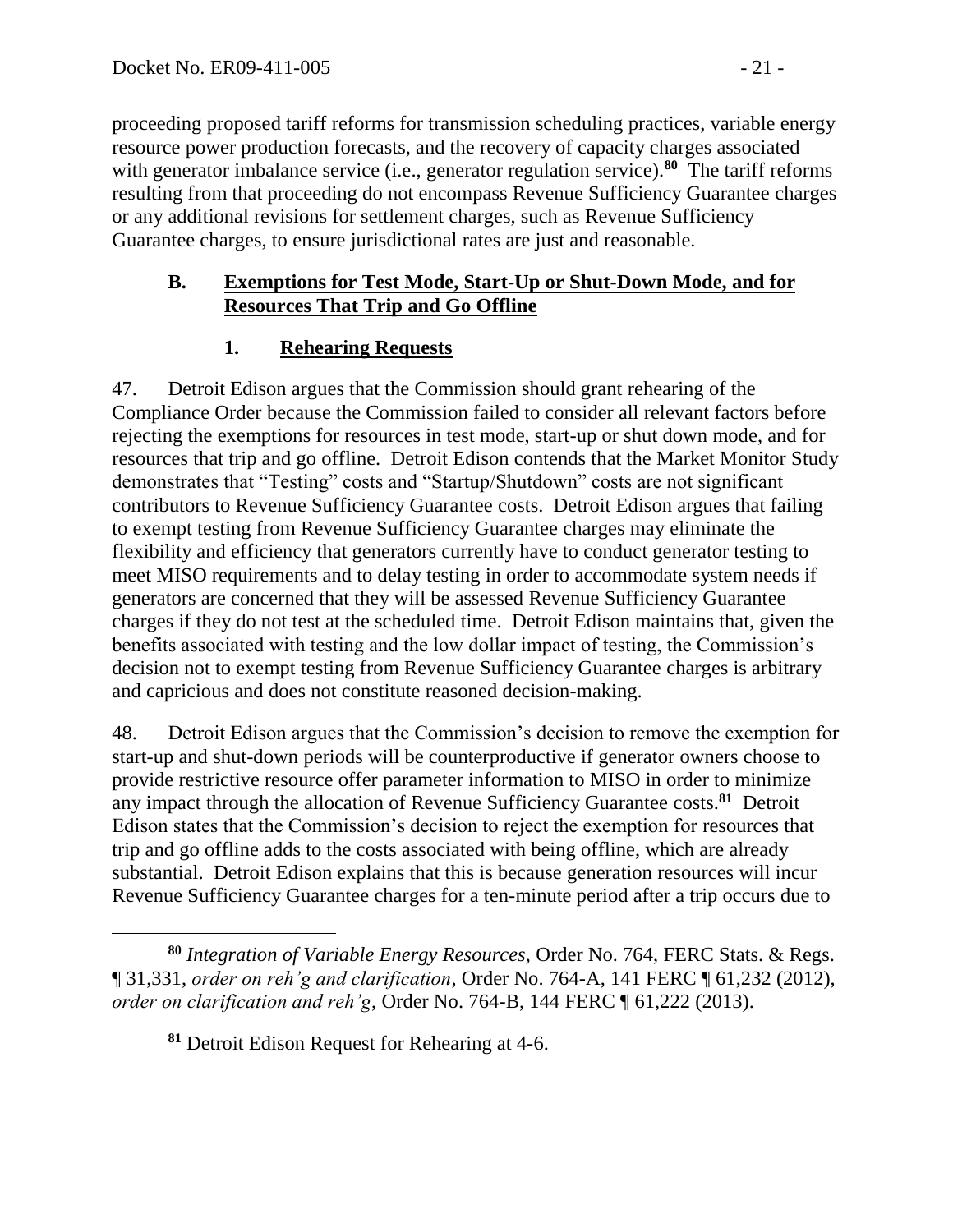proceeding proposed tariff reforms for transmission scheduling practices, variable energy resource power production forecasts, and the recovery of capacity charges associated with generator imbalance service (i.e., generator regulation service).[80] The tariff reforms resulting from that proceeding do not encompass Revenue Sufficiency Guarantee charges or any additional revisions for settlement charges, such as Revenue Sufficiency Guarantee charges, to ensure jurisdictional rates are just and reasonable.

### B. Exemptions for Test Mode, Start-Up or Shut-Down Mode, and for Resources That Trip and Go Offline

#### 1. Rehearing Requests

47. Detroit Edison argues that the Commission should grant rehearing of the Compliance Order because the Commission failed to consider all relevant factors before rejecting the exemptions for resources in test mode, start-up or shut down mode, and for resources that trip and go offline. Detroit Edison contends that the Market Monitor Study demonstrates that "Testing" costs and "Startup/Shutdown" costs are not significant contributors to Revenue Sufficiency Guarantee costs. Detroit Edison argues that failing to exempt testing from Revenue Sufficiency Guarantee charges may eliminate the flexibility and efficiency that generators currently have to conduct generator testing to meet MISO requirements and to delay testing in order to accommodate system needs if generators are concerned that they will be assessed Revenue Sufficiency Guarantee charges if they do not test at the scheduled time. Detroit Edison maintains that, given the benefits associated with testing and the low dollar impact of testing, the Commission's decision not to exempt testing from Revenue Sufficiency Guarantee charges is arbitrary and capricious and does not constitute reasoned decision-making.

48. Detroit Edison argues that the Commission's decision to remove the exemption for start-up and shut-down periods will be counterproductive if generator owners choose to provide restrictive resource offer parameter information to MISO in order to minimize any impact through the allocation of Revenue Sufficiency Guarantee costs.[81] Detroit Edison states that the Commission's decision to reject the exemption for resources that trip and go offline adds to the costs associated with being offline, which are already substantial. Detroit Edison explains that this is because generation resources will incur Revenue Sufficiency Guarantee charges for a ten-minute period after a trip occurs due to

[80] *Integration of Variable Energy Resources*, Order No. 764, FERC Stats. & Regs. ¶ 31,331, *order on reh'g and clarification*, Order No. 764-A, 141 FERC ¶ 61,232 (2012), *order on clarification and reh'g*, Order No. 764-B, 144 FERC ¶ 61,222 (2013).

[81] Detroit Edison Request for Rehearing at 4-6.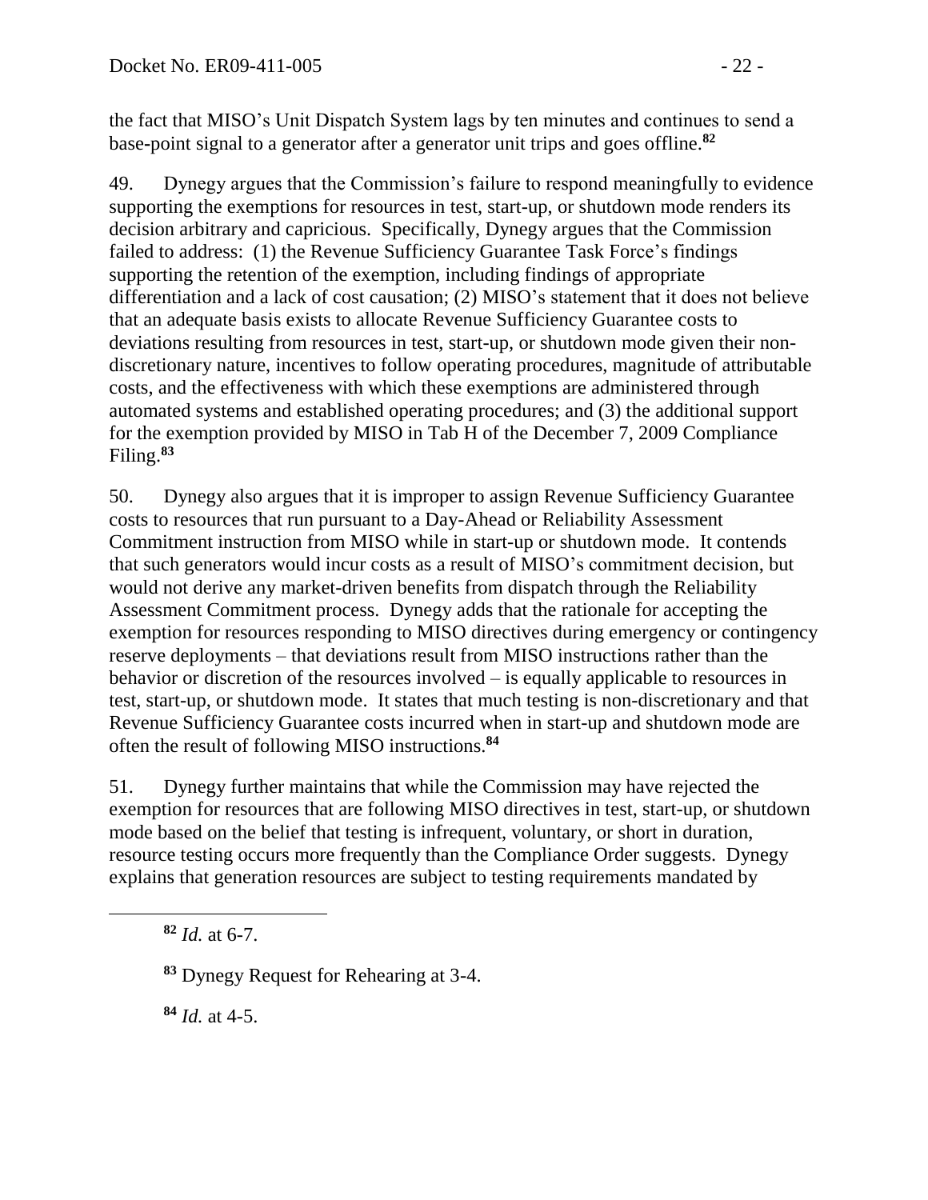the fact that MISO's Unit Dispatch System lags by ten minutes and continues to send a base-point signal to a generator after a generator unit trips and goes offline.[82]

49. Dynegy argues that the Commission's failure to respond meaningfully to evidence supporting the exemptions for resources in test, start-up, or shutdown mode renders its decision arbitrary and capricious. Specifically, Dynegy argues that the Commission failed to address: (1) the Revenue Sufficiency Guarantee Task Force's findings supporting the retention of the exemption, including findings of appropriate differentiation and a lack of cost causation; (2) MISO's statement that it does not believe that an adequate basis exists to allocate Revenue Sufficiency Guarantee costs to deviations resulting from resources in test, start-up, or shutdown mode given their non-discretionary nature, incentives to follow operating procedures, magnitude of attributable costs, and the effectiveness with which these exemptions are administered through automated systems and established operating procedures; and (3) the additional support for the exemption provided by MISO in Tab H of the December 7, 2009 Compliance Filing.[83]

50. Dynegy also argues that it is improper to assign Revenue Sufficiency Guarantee costs to resources that run pursuant to a Day-Ahead or Reliability Assessment Commitment instruction from MISO while in start-up or shutdown mode. It contends that such generators would incur costs as a result of MISO's commitment decision, but would not derive any market-driven benefits from dispatch through the Reliability Assessment Commitment process. Dynegy adds that the rationale for accepting the exemption for resources responding to MISO directives during emergency or contingency reserve deployments – that deviations result from MISO instructions rather than the behavior or discretion of the resources involved – is equally applicable to resources in test, start-up, or shutdown mode. It states that much testing is non-discretionary and that Revenue Sufficiency Guarantee costs incurred when in start-up and shutdown mode are often the result of following MISO instructions.[84]

51. Dynegy further maintains that while the Commission may have rejected the exemption for resources that are following MISO directives in test, start-up, or shutdown mode based on the belief that testing is infrequent, voluntary, or short in duration, resource testing occurs more frequently than the Compliance Order suggests. Dynegy explains that generation resources are subject to testing requirements mandated by

[82] *Id.* at 6-7.

[83] Dynegy Request for Rehearing at 3-4.

[84] *Id.* at 4-5.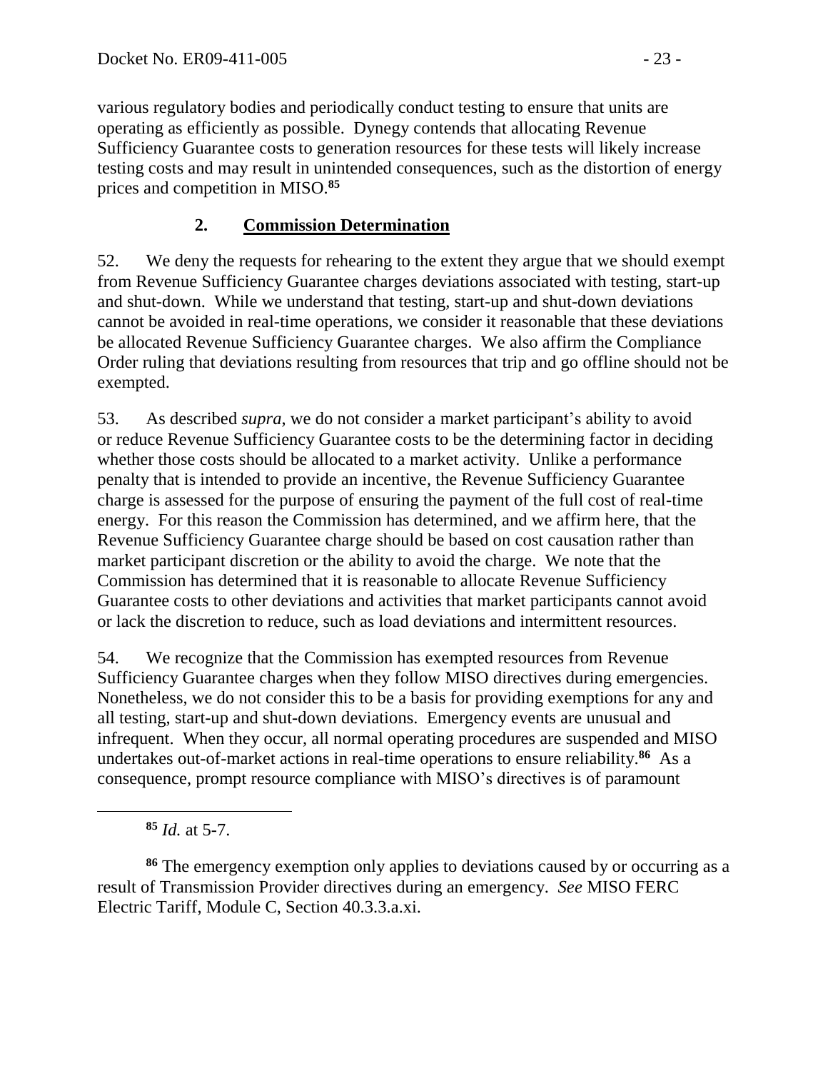various regulatory bodies and periodically conduct testing to ensure that units are operating as efficiently as possible. Dynegy contends that allocating Revenue Sufficiency Guarantee costs to generation resources for these tests will likely increase testing costs and may result in unintended consequences, such as the distortion of energy prices and competition in MISO.[85]

## 2. Commission Determination

52. We deny the requests for rehearing to the extent they argue that we should exempt from Revenue Sufficiency Guarantee charges deviations associated with testing, start-up and shut-down. While we understand that testing, start-up and shut-down deviations cannot be avoided in real-time operations, we consider it reasonable that these deviations be allocated Revenue Sufficiency Guarantee charges. We also affirm the Compliance Order ruling that deviations resulting from resources that trip and go offline should not be exempted.

53. As described *supra*, we do not consider a market participant's ability to avoid or reduce Revenue Sufficiency Guarantee costs to be the determining factor in deciding whether those costs should be allocated to a market activity. Unlike a performance penalty that is intended to provide an incentive, the Revenue Sufficiency Guarantee charge is assessed for the purpose of ensuring the payment of the full cost of real-time energy. For this reason the Commission has determined, and we affirm here, that the Revenue Sufficiency Guarantee charge should be based on cost causation rather than market participant discretion or the ability to avoid the charge. We note that the Commission has determined that it is reasonable to allocate Revenue Sufficiency Guarantee costs to other deviations and activities that market participants cannot avoid or lack the discretion to reduce, such as load deviations and intermittent resources.

54. We recognize that the Commission has exempted resources from Revenue Sufficiency Guarantee charges when they follow MISO directives during emergencies. Nonetheless, we do not consider this to be a basis for providing exemptions for any and all testing, start-up and shut-down deviations. Emergency events are unusual and infrequent. When they occur, all normal operating procedures are suspended and MISO undertakes out-of-market actions in real-time operations to ensure reliability.[86] As a consequence, prompt resource compliance with MISO's directives is of paramount

---

[85] *Id.* at 5-7.

[86] The emergency exemption only applies to deviations caused by or occurring as a result of Transmission Provider directives during an emergency. *See* MISO FERC Electric Tariff, Module C, Section 40.3.3.a.xi.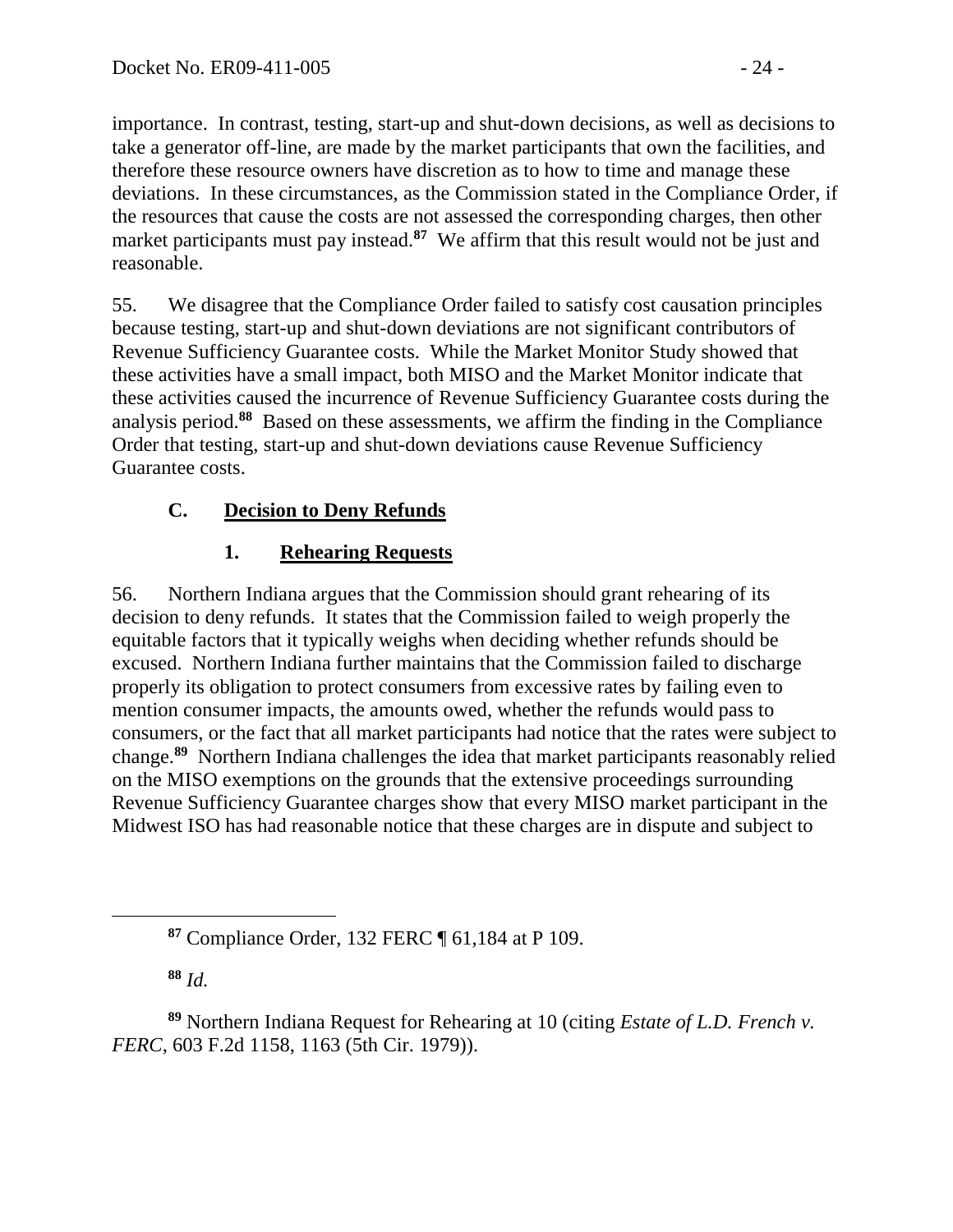importance. In contrast, testing, start-up and shut-down decisions, as well as decisions to take a generator off-line, are made by the market participants that own the facilities, and therefore these resource owners have discretion as to how to time and manage these deviations. In these circumstances, as the Commission stated in the Compliance Order, if the resources that cause the costs are not assessed the corresponding charges, then other market participants must pay instead.[87] We affirm that this result would not be just and reasonable.

55. We disagree that the Compliance Order failed to satisfy cost causation principles because testing, start-up and shut-down deviations are not significant contributors of Revenue Sufficiency Guarantee costs. While the Market Monitor Study showed that these activities have a small impact, both MISO and the Market Monitor indicate that these activities caused the incurrence of Revenue Sufficiency Guarantee costs during the analysis period.[88] Based on these assessments, we affirm the finding in the Compliance Order that testing, start-up and shut-down deviations cause Revenue Sufficiency Guarantee costs.

### C. Decision to Deny Refunds

#### 1. Rehearing Requests

56. Northern Indiana argues that the Commission should grant rehearing of its decision to deny refunds. It states that the Commission failed to weigh properly the equitable factors that it typically weighs when deciding whether refunds should be excused. Northern Indiana further maintains that the Commission failed to discharge properly its obligation to protect consumers from excessive rates by failing even to mention consumer impacts, the amounts owed, whether the refunds would pass to consumers, or the fact that all market participants had notice that the rates were subject to change.[89] Northern Indiana challenges the idea that market participants reasonably relied on the MISO exemptions on the grounds that the extensive proceedings surrounding Revenue Sufficiency Guarantee charges show that every MISO market participant in the Midwest ISO has had reasonable notice that these charges are in dispute and subject to

---

[87] Compliance Order, 132 FERC ¶ 61,184 at P 109.

[88] *Id.*

[89] Northern Indiana Request for Rehearing at 10 (citing *Estate of L.D. French v. FERC*, 603 F.2d 1158, 1163 (5th Cir. 1979)).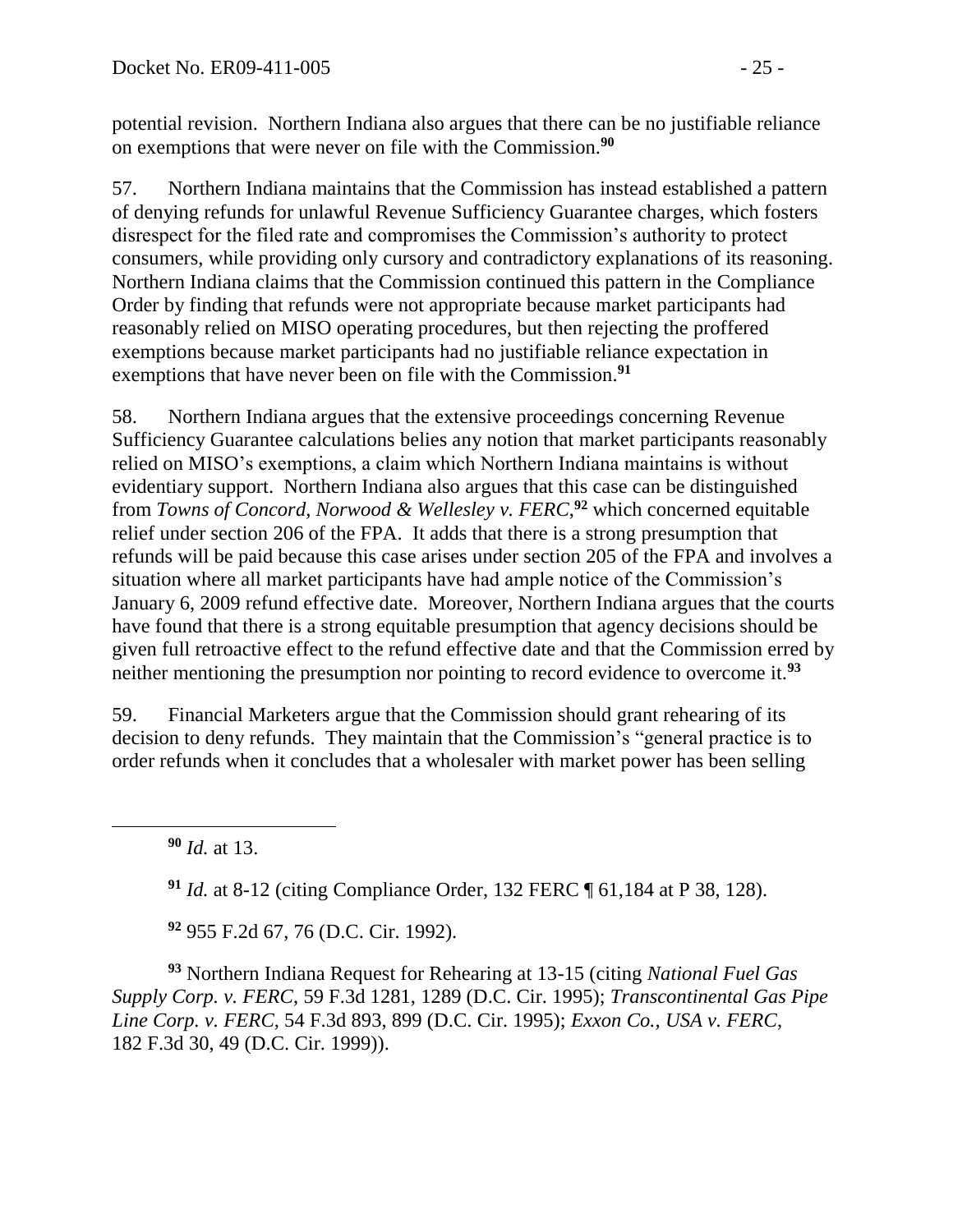potential revision. Northern Indiana also argues that there can be no justifiable reliance on exemptions that were never on file with the Commission.[90]

57. Northern Indiana maintains that the Commission has instead established a pattern of denying refunds for unlawful Revenue Sufficiency Guarantee charges, which fosters disrespect for the filed rate and compromises the Commission's authority to protect consumers, while providing only cursory and contradictory explanations of its reasoning. Northern Indiana claims that the Commission continued this pattern in the Compliance Order by finding that refunds were not appropriate because market participants had reasonably relied on MISO operating procedures, but then rejecting the proffered exemptions because market participants had no justifiable reliance expectation in exemptions that have never been on file with the Commission.[91]

58. Northern Indiana argues that the extensive proceedings concerning Revenue Sufficiency Guarantee calculations belies any notion that market participants reasonably relied on MISO's exemptions, a claim which Northern Indiana maintains is without evidentiary support. Northern Indiana also argues that this case can be distinguished from *Towns of Concord, Norwood & Wellesley v. FERC*,[92] which concerned equitable relief under section 206 of the FPA. It adds that there is a strong presumption that refunds will be paid because this case arises under section 205 of the FPA and involves a situation where all market participants have had ample notice of the Commission's January 6, 2009 refund effective date. Moreover, Northern Indiana argues that the courts have found that there is a strong equitable presumption that agency decisions should be given full retroactive effect to the refund effective date and that the Commission erred by neither mentioning the presumption nor pointing to record evidence to overcome it.[93]

59. Financial Marketers argue that the Commission should grant rehearing of its decision to deny refunds. They maintain that the Commission's "general practice is to order refunds when it concludes that a wholesaler with market power has been selling

---

[90] *Id.* at 13.

[91] *Id.* at 8-12 (citing Compliance Order, 132 FERC ¶ 61,184 at P 38, 128).

[92] 955 F.2d 67, 76 (D.C. Cir. 1992).

[93] Northern Indiana Request for Rehearing at 13-15 (citing *National Fuel Gas Supply Corp. v. FERC*, 59 F.3d 1281, 1289 (D.C. Cir. 1995); *Transcontinental Gas Pipe Line Corp. v. FERC*, 54 F.3d 893, 899 (D.C. Cir. 1995); *Exxon Co., USA v. FERC*, 182 F.3d 30, 49 (D.C. Cir. 1999)).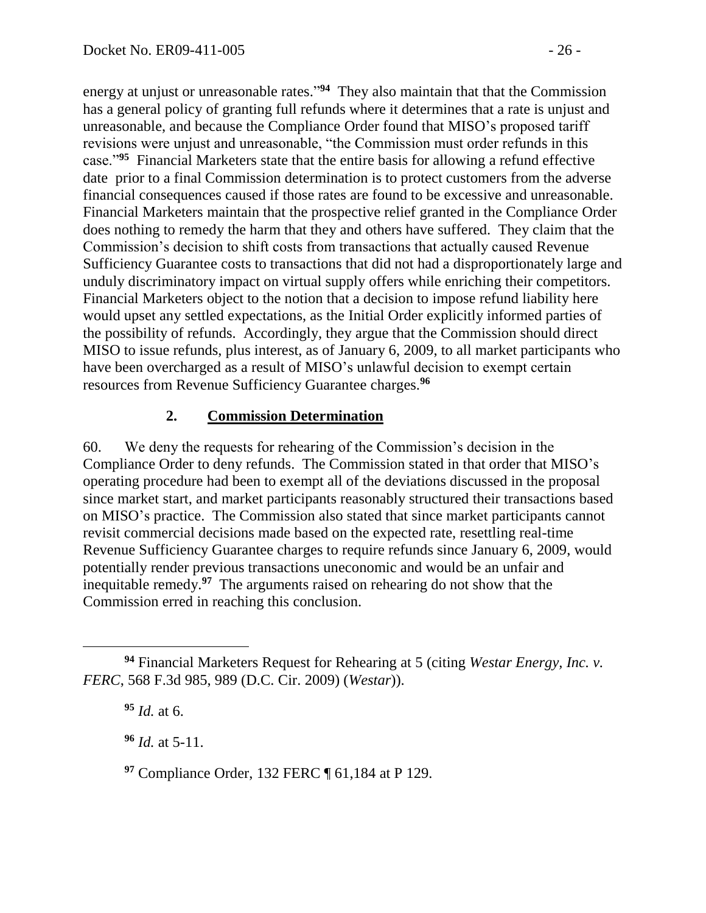energy at unjust or unreasonable rates."[94] They also maintain that that the Commission has a general policy of granting full refunds where it determines that a rate is unjust and unreasonable, and because the Compliance Order found that MISO's proposed tariff revisions were unjust and unreasonable, "the Commission must order refunds in this case."[95] Financial Marketers state that the entire basis for allowing a refund effective date prior to a final Commission determination is to protect customers from the adverse financial consequences caused if those rates are found to be excessive and unreasonable. Financial Marketers maintain that the prospective relief granted in the Compliance Order does nothing to remedy the harm that they and others have suffered. They claim that the Commission's decision to shift costs from transactions that actually caused Revenue Sufficiency Guarantee costs to transactions that did not had a disproportionately large and unduly discriminatory impact on virtual supply offers while enriching their competitors. Financial Marketers object to the notion that a decision to impose refund liability here would upset any settled expectations, as the Initial Order explicitly informed parties of the possibility of refunds. Accordingly, they argue that the Commission should direct MISO to issue refunds, plus interest, as of January 6, 2009, to all market participants who have been overcharged as a result of MISO's unlawful decision to exempt certain resources from Revenue Sufficiency Guarantee charges.[96]

## 2. **Commission Determination**

60. We deny the requests for rehearing of the Commission's decision in the Compliance Order to deny refunds. The Commission stated in that order that MISO's operating procedure had been to exempt all of the deviations discussed in the proposal since market start, and market participants reasonably structured their transactions based on MISO's practice. The Commission also stated that since market participants cannot revisit commercial decisions made based on the expected rate, resettling real-time Revenue Sufficiency Guarantee charges to require refunds since January 6, 2009, would potentially render previous transactions uneconomic and would be an unfair and inequitable remedy.[97] The arguments raised on rehearing do not show that the Commission erred in reaching this conclusion.

---

[94] Financial Marketers Request for Rehearing at 5 (citing *Westar Energy, Inc. v. FERC*, 568 F.3d 985, 989 (D.C. Cir. 2009) (*Westar*)).

[95] *Id.* at 6.

[96] *Id.* at 5-11.

[97] Compliance Order, 132 FERC ¶ 61,184 at P 129.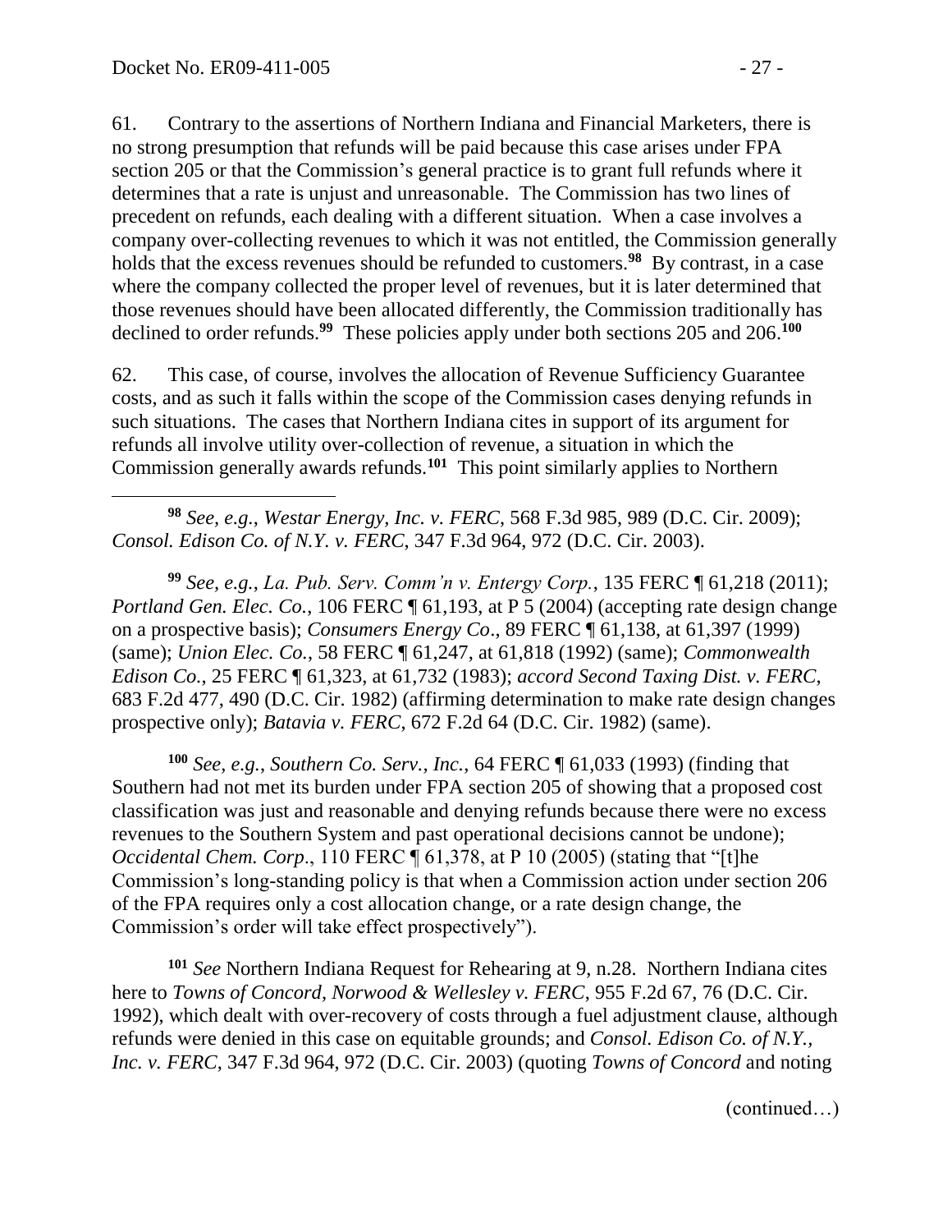61. Contrary to the assertions of Northern Indiana and Financial Marketers, there is no strong presumption that refunds will be paid because this case arises under FPA section 205 or that the Commission's general practice is to grant full refunds where it determines that a rate is unjust and unreasonable. The Commission has two lines of precedent on refunds, each dealing with a different situation. When a case involves a company over-collecting revenues to which it was not entitled, the Commission generally holds that the excess revenues should be refunded to customers.[98] By contrast, in a case where the company collected the proper level of revenues, but it is later determined that those revenues should have been allocated differently, the Commission traditionally has declined to order refunds.[99] These policies apply under both sections 205 and 206.[100]

62. This case, of course, involves the allocation of Revenue Sufficiency Guarantee costs, and as such it falls within the scope of the Commission cases denying refunds in such situations. The cases that Northern Indiana cites in support of its argument for refunds all involve utility over-collection of revenue, a situation in which the Commission generally awards refunds.[101] This point similarly applies to Northern

---

[98] *See, e.g.*, *Westar Energy, Inc. v. FERC*, 568 F.3d 985, 989 (D.C. Cir. 2009); *Consol. Edison Co. of N.Y. v. FERC*, 347 F.3d 964, 972 (D.C. Cir. 2003).

[99] *See, e.g.*, *La. Pub. Serv. Comm'n v. Entergy Corp.*, 135 FERC ¶ 61,218 (2011); *Portland Gen. Elec. Co.*, 106 FERC ¶ 61,193, at P 5 (2004) (accepting rate design change on a prospective basis); *Consumers Energy Co*., 89 FERC ¶ 61,138, at 61,397 (1999) (same); *Union Elec. Co.*, 58 FERC ¶ 61,247, at 61,818 (1992) (same); *Commonwealth Edison Co.*, 25 FERC ¶ 61,323, at 61,732 (1983); *accord Second Taxing Dist. v. FERC*, 683 F.2d 477, 490 (D.C. Cir. 1982) (affirming determination to make rate design changes prospective only); *Batavia v. FERC*, 672 F.2d 64 (D.C. Cir. 1982) (same).

[100] *See, e.g.*, *Southern Co. Serv., Inc.*, 64 FERC ¶ 61,033 (1993) (finding that Southern had not met its burden under FPA section 205 of showing that a proposed cost classification was just and reasonable and denying refunds because there were no excess revenues to the Southern System and past operational decisions cannot be undone); *Occidental Chem. Corp*., 110 FERC ¶ 61,378, at P 10 (2005) (stating that "[t]he Commission's long-standing policy is that when a Commission action under section 206 of the FPA requires only a cost allocation change, or a rate design change, the Commission's order will take effect prospectively").

[101] *See* Northern Indiana Request for Rehearing at 9, n.28. Northern Indiana cites here to *Towns of Concord, Norwood & Wellesley v. FERC*, 955 F.2d 67, 76 (D.C. Cir. 1992), which dealt with over-recovery of costs through a fuel adjustment clause, although refunds were denied in this case on equitable grounds; and *Consol. Edison Co. of N.Y., Inc. v. FERC*, 347 F.3d 964, 972 (D.C. Cir. 2003) (quoting *Towns of Concord* and noting

(continued…)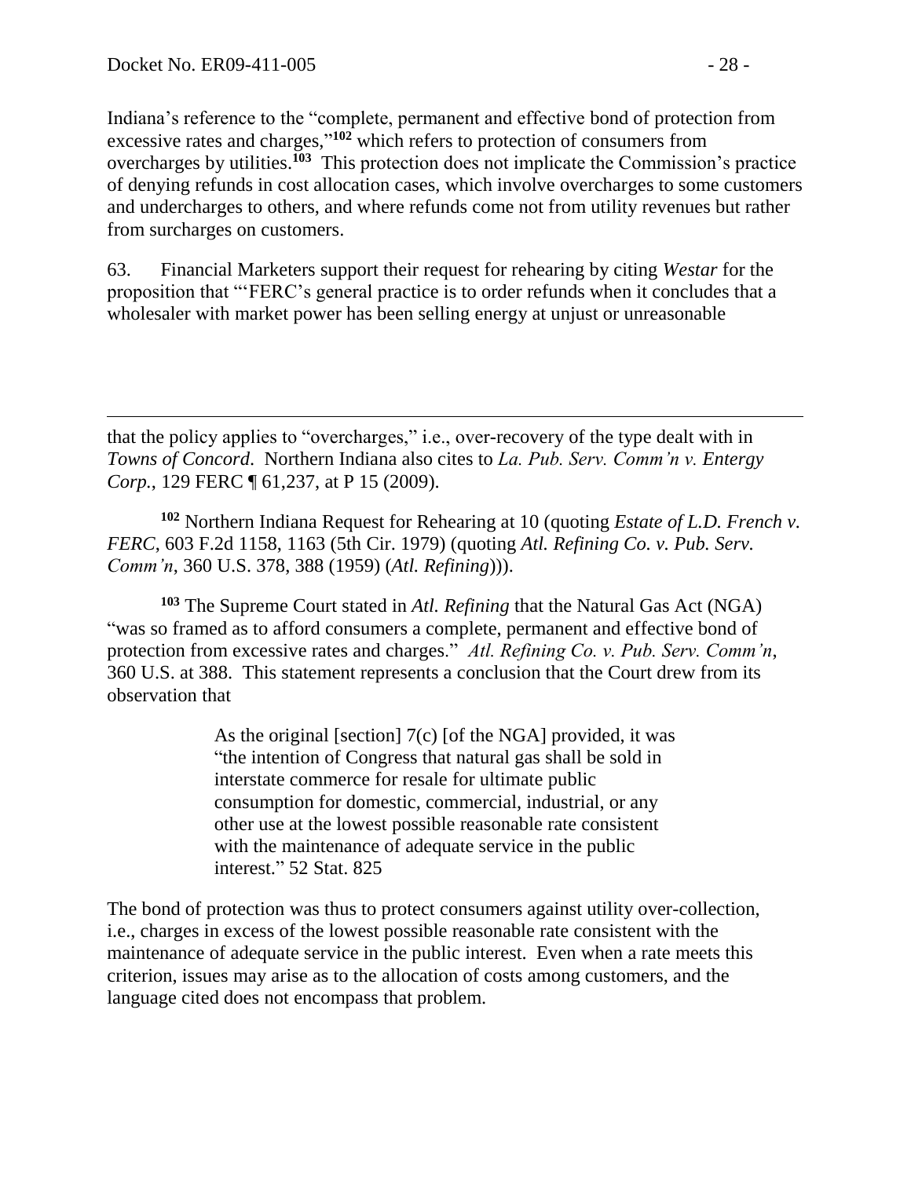Indiana's reference to the "complete, permanent and effective bond of protection from excessive rates and charges,"[102] which refers to protection of consumers from overcharges by utilities.[103] This protection does not implicate the Commission's practice of denying refunds in cost allocation cases, which involve overcharges to some customers and undercharges to others, and where refunds come not from utility revenues but rather from surcharges on customers.

63. Financial Marketers support their request for rehearing by citing *Westar* for the proposition that "'FERC's general practice is to order refunds when it concludes that a wholesaler with market power has been selling energy at unjust or unreasonable

---

that the policy applies to "overcharges," i.e., over-recovery of the type dealt with in *Towns of Concord*. Northern Indiana also cites to *La. Pub. Serv. Comm'n v. Entergy Corp.*, 129 FERC ¶ 61,237, at P 15 (2009).

[102] Northern Indiana Request for Rehearing at 10 (quoting *Estate of L.D. French v. FERC*, 603 F.2d 1158, 1163 (5th Cir. 1979) (quoting *Atl. Refining Co. v. Pub. Serv. Comm'n*, 360 U.S. 378, 388 (1959) (*Atl. Refining*))).

[103] The Supreme Court stated in *Atl. Refining* that the Natural Gas Act (NGA) "was so framed as to afford consumers a complete, permanent and effective bond of protection from excessive rates and charges." *Atl. Refining Co. v. Pub. Serv. Comm'n*, 360 U.S. at 388. This statement represents a conclusion that the Court drew from its observation that

> As the original [section] 7(c) [of the NGA] provided, it was "the intention of Congress that natural gas shall be sold in interstate commerce for resale for ultimate public consumption for domestic, commercial, industrial, or any other use at the lowest possible reasonable rate consistent with the maintenance of adequate service in the public interest." 52 Stat. 825

The bond of protection was thus to protect consumers against utility over-collection, i.e., charges in excess of the lowest possible reasonable rate consistent with the maintenance of adequate service in the public interest. Even when a rate meets this criterion, issues may arise as to the allocation of costs among customers, and the language cited does not encompass that problem.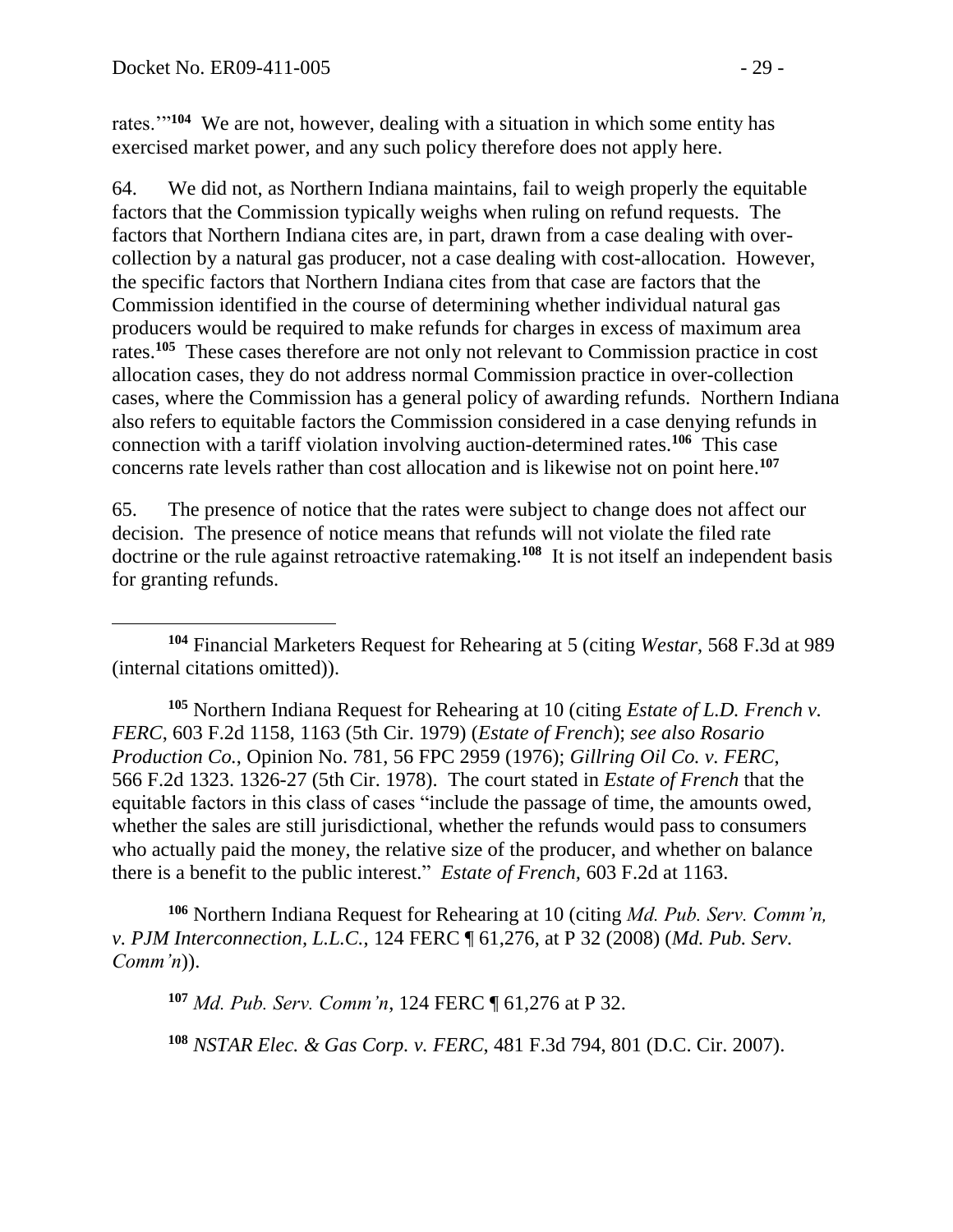rates.'"[104] We are not, however, dealing with a situation in which some entity has exercised market power, and any such policy therefore does not apply here.

64. We did not, as Northern Indiana maintains, fail to weigh properly the equitable factors that the Commission typically weighs when ruling on refund requests. The factors that Northern Indiana cites are, in part, drawn from a case dealing with over-collection by a natural gas producer, not a case dealing with cost-allocation. However, the specific factors that Northern Indiana cites from that case are factors that the Commission identified in the course of determining whether individual natural gas producers would be required to make refunds for charges in excess of maximum area rates.[105] These cases therefore are not only not relevant to Commission practice in cost allocation cases, they do not address normal Commission practice in over-collection cases, where the Commission has a general policy of awarding refunds. Northern Indiana also refers to equitable factors the Commission considered in a case denying refunds in connection with a tariff violation involving auction-determined rates.[106] This case concerns rate levels rather than cost allocation and is likewise not on point here.[107]

65. The presence of notice that the rates were subject to change does not affect our decision. The presence of notice means that refunds will not violate the filed rate doctrine or the rule against retroactive ratemaking.[108] It is not itself an independent basis for granting refunds.

---

[104] Financial Marketers Request for Rehearing at 5 (citing *Westar*, 568 F.3d at 989 (internal citations omitted)).

[105] Northern Indiana Request for Rehearing at 10 (citing *Estate of L.D. French v. FERC*, 603 F.2d 1158, 1163 (5th Cir. 1979) (*Estate of French*); *see also Rosario Production Co.*, Opinion No. 781, 56 FPC 2959 (1976); *Gillring Oil Co. v. FERC*, 566 F.2d 1323. 1326-27 (5th Cir. 1978). The court stated in *Estate of French* that the equitable factors in this class of cases "include the passage of time, the amounts owed, whether the sales are still jurisdictional, whether the refunds would pass to consumers who actually paid the money, the relative size of the producer, and whether on balance there is a benefit to the public interest." *Estate of French,* 603 F.2d at 1163.

[106] Northern Indiana Request for Rehearing at 10 (citing *Md. Pub. Serv. Comm'n, v. PJM Interconnection, L.L.C.*, 124 FERC ¶ 61,276, at P 32 (2008) (*Md. Pub. Serv. Comm'n*)).

[107] *Md. Pub. Serv. Comm'n*, 124 FERC ¶ 61,276 at P 32.

[108] *NSTAR Elec. & Gas Corp. v. FERC*, 481 F.3d 794, 801 (D.C. Cir. 2007).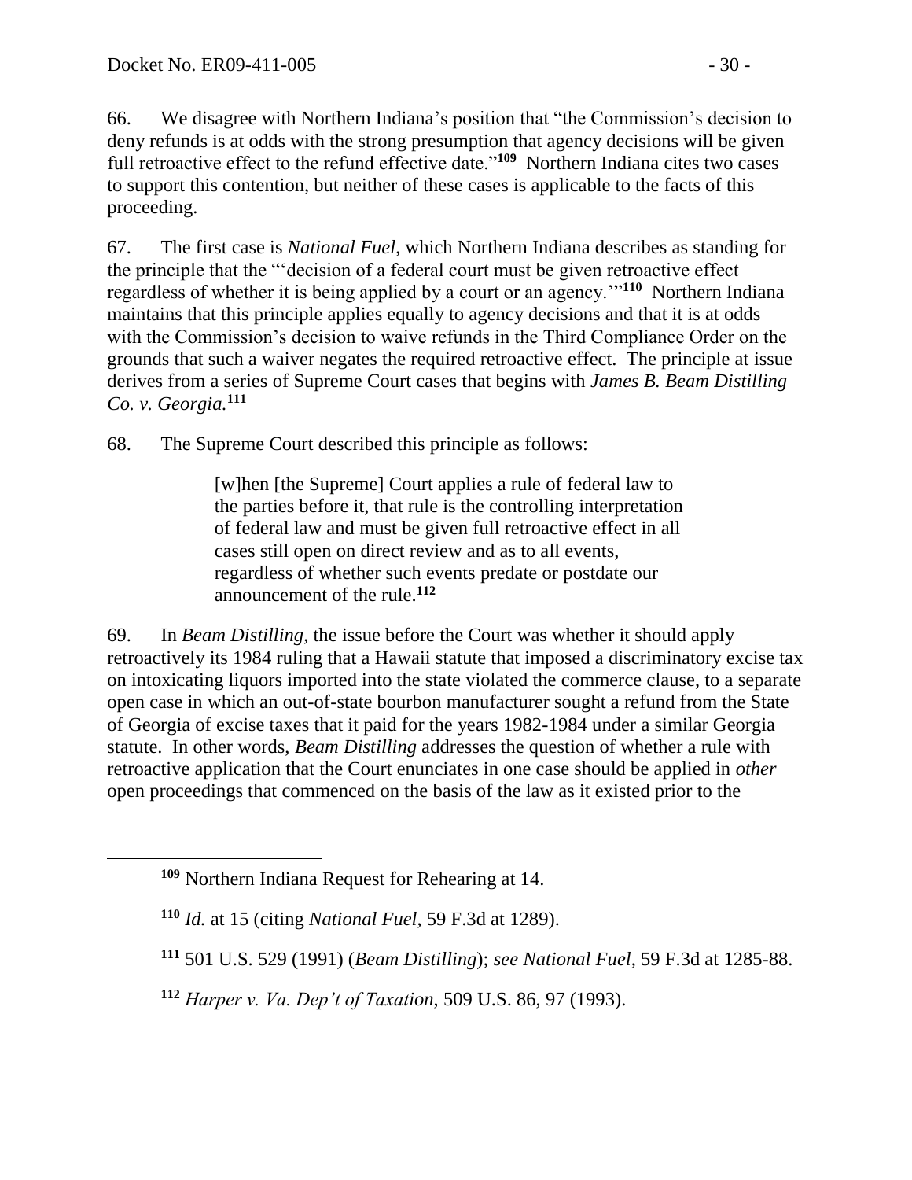66. We disagree with Northern Indiana's position that "the Commission's decision to deny refunds is at odds with the strong presumption that agency decisions will be given full retroactive effect to the refund effective date."[109] Northern Indiana cites two cases to support this contention, but neither of these cases is applicable to the facts of this proceeding.

67. The first case is *National Fuel*, which Northern Indiana describes as standing for the principle that the "'decision of a federal court must be given retroactive effect regardless of whether it is being applied by a court or an agency.'"[110] Northern Indiana maintains that this principle applies equally to agency decisions and that it is at odds with the Commission's decision to waive refunds in the Third Compliance Order on the grounds that such a waiver negates the required retroactive effect. The principle at issue derives from a series of Supreme Court cases that begins with *James B. Beam Distilling Co. v. Georgia.*[111]

68. The Supreme Court described this principle as follows:

> [w]hen [the Supreme] Court applies a rule of federal law to the parties before it, that rule is the controlling interpretation of federal law and must be given full retroactive effect in all cases still open on direct review and as to all events, regardless of whether such events predate or postdate our announcement of the rule.[112]

69. In *Beam Distilling*, the issue before the Court was whether it should apply retroactively its 1984 ruling that a Hawaii statute that imposed a discriminatory excise tax on intoxicating liquors imported into the state violated the commerce clause, to a separate open case in which an out-of-state bourbon manufacturer sought a refund from the State of Georgia of excise taxes that it paid for the years 1982-1984 under a similar Georgia statute. In other words, *Beam Distilling* addresses the question of whether a rule with retroactive application that the Court enunciates in one case should be applied in *other* open proceedings that commenced on the basis of the law as it existed prior to the

---

[109] Northern Indiana Request for Rehearing at 14.

[110] *Id.* at 15 (citing *National Fuel*, 59 F.3d at 1289).

[111] 501 U.S. 529 (1991) (*Beam Distilling*); *see National Fuel*, 59 F.3d at 1285-88.

[112] *Harper v. Va. Dep't of Taxation*, 509 U.S. 86, 97 (1993).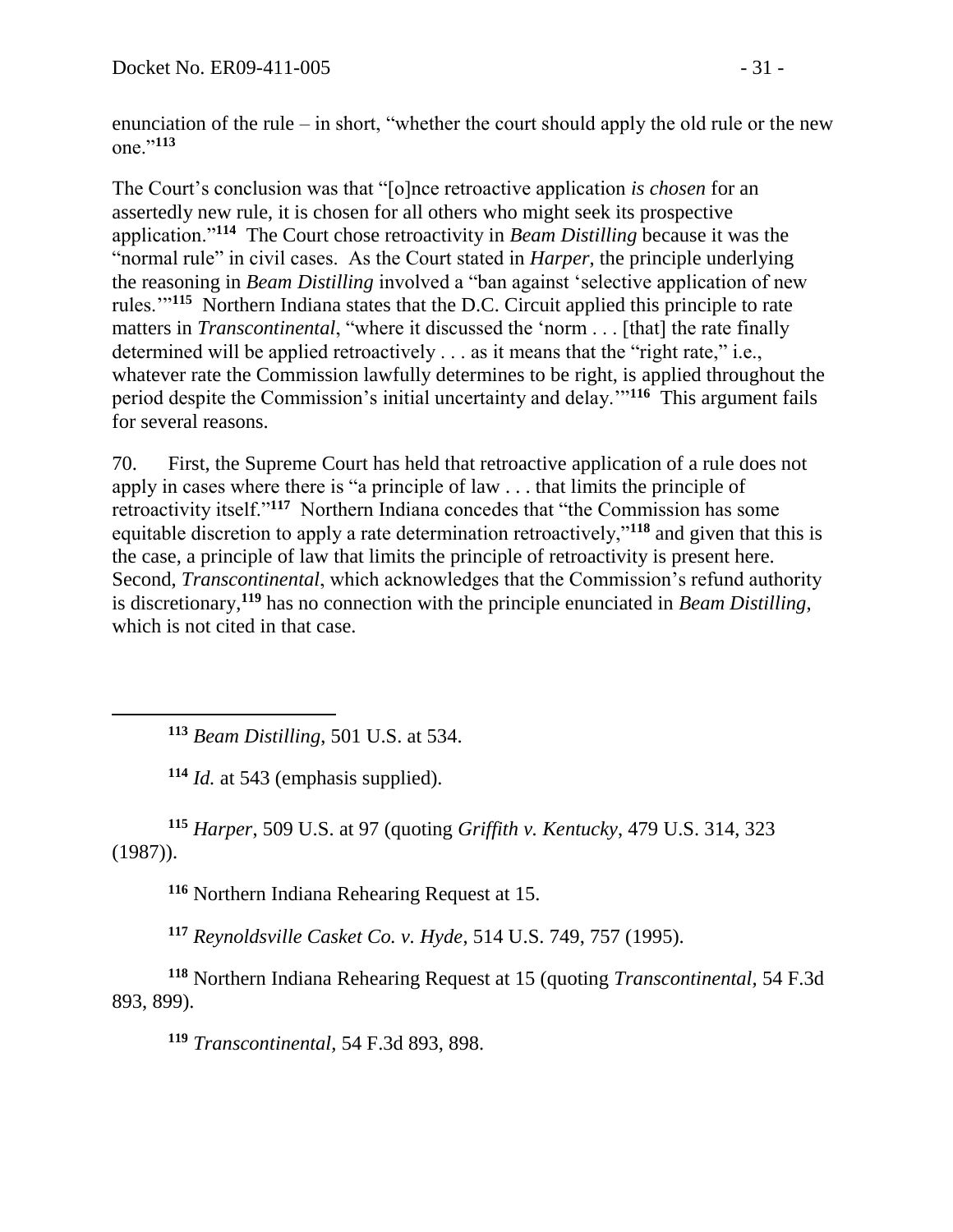enunciation of the rule – in short, "whether the court should apply the old rule or the new one."[113]

The Court's conclusion was that "[o]nce retroactive application *is chosen* for an assertedly new rule, it is chosen for all others who might seek its prospective application."[114] The Court chose retroactivity in *Beam Distilling* because it was the "normal rule" in civil cases. As the Court stated in *Harper*, the principle underlying the reasoning in *Beam Distilling* involved a "ban against 'selective application of new rules.'"[115] Northern Indiana states that the D.C. Circuit applied this principle to rate matters in *Transcontinental*, "where it discussed the 'norm . . . [that] the rate finally determined will be applied retroactively . . . as it means that the "right rate," i.e., whatever rate the Commission lawfully determines to be right, is applied throughout the period despite the Commission's initial uncertainty and delay.'"[116] This argument fails for several reasons.

70. First, the Supreme Court has held that retroactive application of a rule does not apply in cases where there is "a principle of law . . . that limits the principle of retroactivity itself."[117] Northern Indiana concedes that "the Commission has some equitable discretion to apply a rate determination retroactively,"[118] and given that this is the case, a principle of law that limits the principle of retroactivity is present here. Second, *Transcontinental*, which acknowledges that the Commission's refund authority is discretionary,[119] has no connection with the principle enunciated in *Beam Distilling*, which is not cited in that case.

---

[113] *Beam Distilling*, 501 U.S. at 534.

[114] *Id.* at 543 (emphasis supplied).

[115] *Harper*, 509 U.S. at 97 (quoting *Griffith v. Kentucky*, 479 U.S. 314, 323 (1987)).

[116] Northern Indiana Rehearing Request at 15.

[117] *Reynoldsville Casket Co. v. Hyde*, 514 U.S. 749, 757 (1995).

[118] Northern Indiana Rehearing Request at 15 (quoting *Transcontinental*, 54 F.3d 893, 899).

[119] *Transcontinental*, 54 F.3d 893, 898.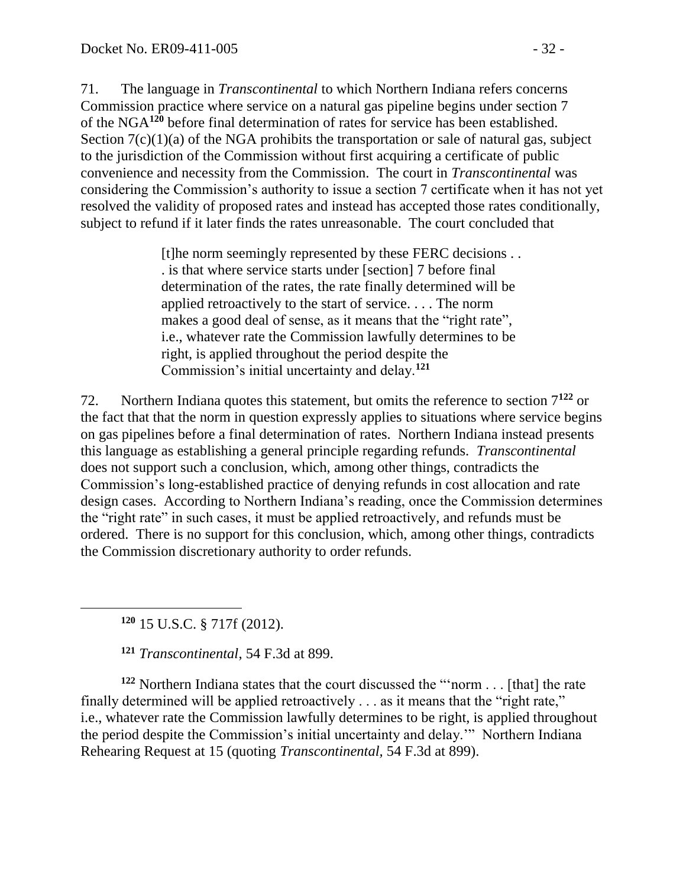71. The language in *Transcontinental* to which Northern Indiana refers concerns Commission practice where service on a natural gas pipeline begins under section 7 of the NGA[120] before final determination of rates for service has been established. Section 7(c)(1)(a) of the NGA prohibits the transportation or sale of natural gas, subject to the jurisdiction of the Commission without first acquiring a certificate of public convenience and necessity from the Commission. The court in *Transcontinental* was considering the Commission's authority to issue a section 7 certificate when it has not yet resolved the validity of proposed rates and instead has accepted those rates conditionally, subject to refund if it later finds the rates unreasonable. The court concluded that

> [t]he norm seemingly represented by these FERC decisions . . . is that where service starts under [section] 7 before final determination of the rates, the rate finally determined will be applied retroactively to the start of service. . . . The norm makes a good deal of sense, as it means that the "right rate", i.e., whatever rate the Commission lawfully determines to be right, is applied throughout the period despite the Commission's initial uncertainty and delay.[121]

72. Northern Indiana quotes this statement, but omits the reference to section 7[122] or the fact that that the norm in question expressly applies to situations where service begins on gas pipelines before a final determination of rates. Northern Indiana instead presents this language as establishing a general principle regarding refunds. *Transcontinental* does not support such a conclusion, which, among other things, contradicts the Commission's long-established practice of denying refunds in cost allocation and rate design cases. According to Northern Indiana's reading, once the Commission determines the "right rate" in such cases, it must be applied retroactively, and refunds must be ordered. There is no support for this conclusion, which, among other things, contradicts the Commission discretionary authority to order refunds.

---

[120] 15 U.S.C. § 717f (2012).

[121] *Transcontinental*, 54 F.3d at 899.

[122] Northern Indiana states that the court discussed the "'norm . . . [that] the rate finally determined will be applied retroactively . . . as it means that the "right rate," i.e., whatever rate the Commission lawfully determines to be right, is applied throughout the period despite the Commission's initial uncertainty and delay.'" Northern Indiana Rehearing Request at 15 (quoting *Transcontinental*, 54 F.3d at 899).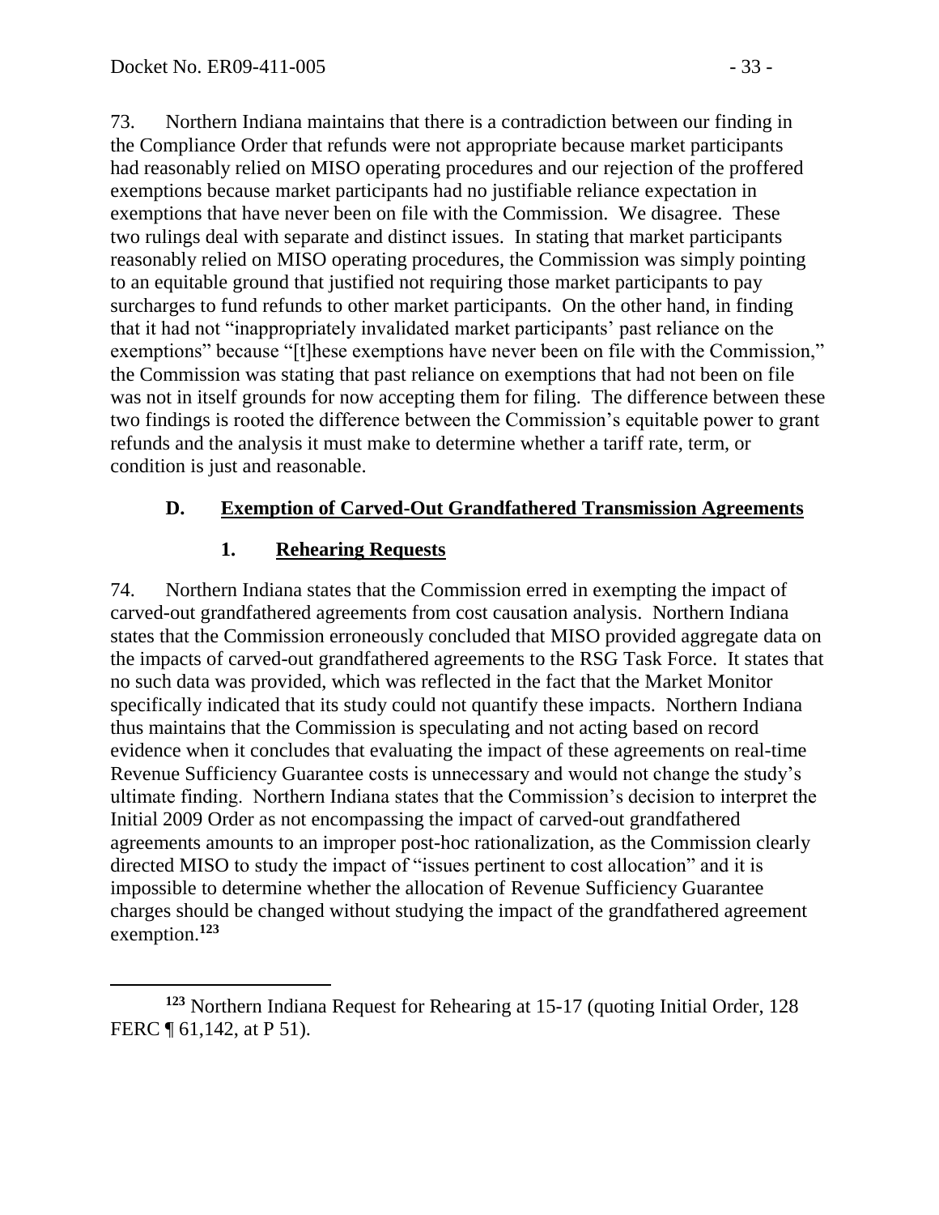73. Northern Indiana maintains that there is a contradiction between our finding in the Compliance Order that refunds were not appropriate because market participants had reasonably relied on MISO operating procedures and our rejection of the proffered exemptions because market participants had no justifiable reliance expectation in exemptions that have never been on file with the Commission. We disagree. These two rulings deal with separate and distinct issues. In stating that market participants reasonably relied on MISO operating procedures, the Commission was simply pointing to an equitable ground that justified not requiring those market participants to pay surcharges to fund refunds to other market participants. On the other hand, in finding that it had not "inappropriately invalidated market participants' past reliance on the exemptions" because "[t]hese exemptions have never been on file with the Commission," the Commission was stating that past reliance on exemptions that had not been on file was not in itself grounds for now accepting them for filing. The difference between these two findings is rooted the difference between the Commission's equitable power to grant refunds and the analysis it must make to determine whether a tariff rate, term, or condition is just and reasonable.

## D. Exemption of Carved-Out Grandfathered Transmission Agreements

### 1. Rehearing Requests

74. Northern Indiana states that the Commission erred in exempting the impact of carved-out grandfathered agreements from cost causation analysis. Northern Indiana states that the Commission erroneously concluded that MISO provided aggregate data on the impacts of carved-out grandfathered agreements to the RSG Task Force. It states that no such data was provided, which was reflected in the fact that the Market Monitor specifically indicated that its study could not quantify these impacts. Northern Indiana thus maintains that the Commission is speculating and not acting based on record evidence when it concludes that evaluating the impact of these agreements on real-time Revenue Sufficiency Guarantee costs is unnecessary and would not change the study's ultimate finding. Northern Indiana states that the Commission's decision to interpret the Initial 2009 Order as not encompassing the impact of carved-out grandfathered agreements amounts to an improper post-hoc rationalization, as the Commission clearly directed MISO to study the impact of "issues pertinent to cost allocation" and it is impossible to determine whether the allocation of Revenue Sufficiency Guarantee charges should be changed without studying the impact of the grandfathered agreement exemption.[123]

[123] Northern Indiana Request for Rehearing at 15-17 (quoting Initial Order, 128 FERC ¶ 61,142, at P 51).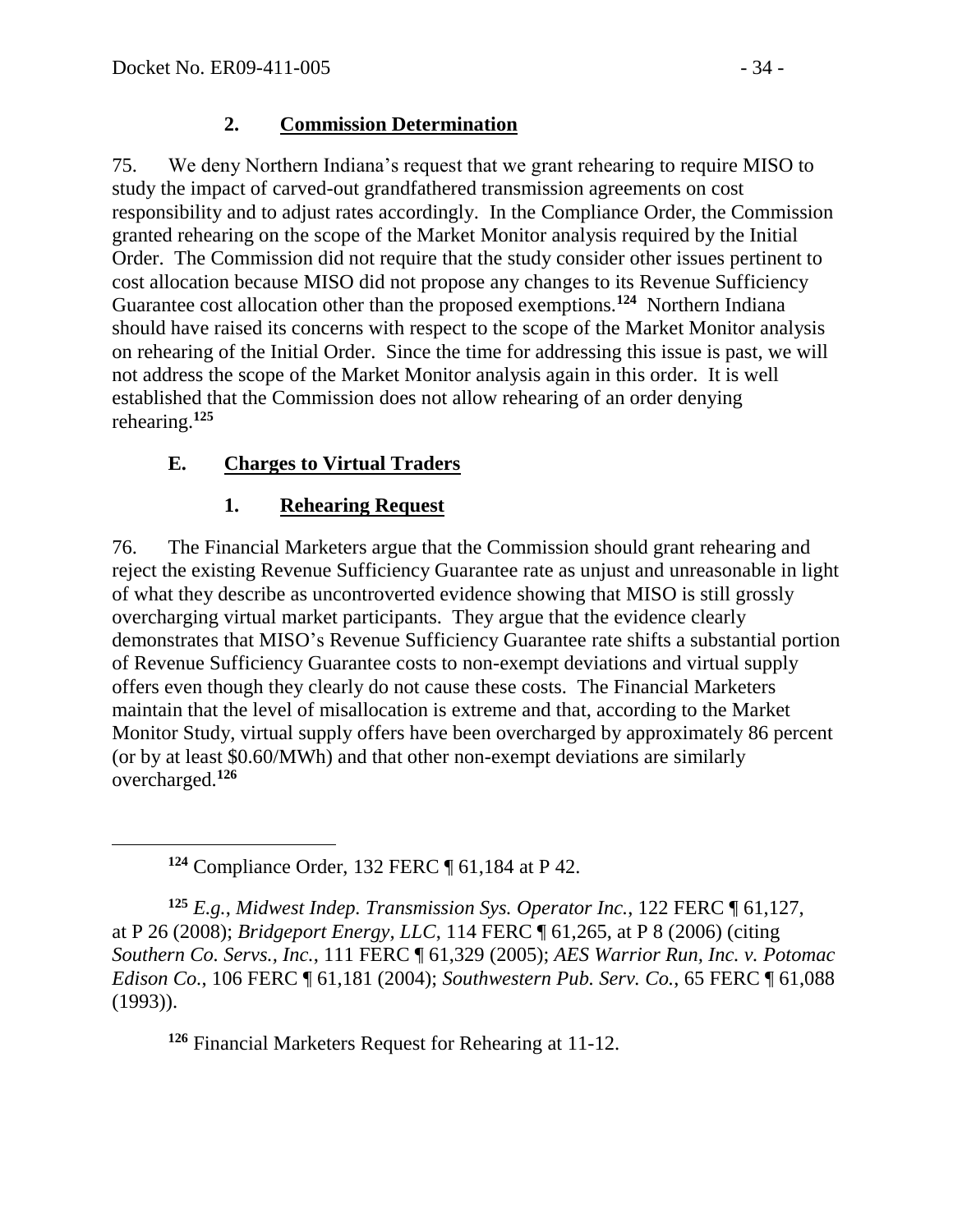### 2. **Commission Determination**

75. We deny Northern Indiana's request that we grant rehearing to require MISO to study the impact of carved-out grandfathered transmission agreements on cost responsibility and to adjust rates accordingly. In the Compliance Order, the Commission granted rehearing on the scope of the Market Monitor analysis required by the Initial Order. The Commission did not require that the study consider other issues pertinent to cost allocation because MISO did not propose any changes to its Revenue Sufficiency Guarantee cost allocation other than the proposed exemptions.[124] Northern Indiana should have raised its concerns with respect to the scope of the Market Monitor analysis on rehearing of the Initial Order. Since the time for addressing this issue is past, we will not address the scope of the Market Monitor analysis again in this order. It is well established that the Commission does not allow rehearing of an order denying rehearing.[125]

## E. **Charges to Virtual Traders**

### 1. **Rehearing Request**

76. The Financial Marketers argue that the Commission should grant rehearing and reject the existing Revenue Sufficiency Guarantee rate as unjust and unreasonable in light of what they describe as uncontroverted evidence showing that MISO is still grossly overcharging virtual market participants. They argue that the evidence clearly demonstrates that MISO's Revenue Sufficiency Guarantee rate shifts a substantial portion of Revenue Sufficiency Guarantee costs to non-exempt deviations and virtual supply offers even though they clearly do not cause these costs. The Financial Marketers maintain that the level of misallocation is extreme and that, according to the Market Monitor Study, virtual supply offers have been overcharged by approximately 86 percent (or by at least $0.60/MWh) and that other non-exempt deviations are similarly overcharged.[126]

---

[124] Compliance Order, 132 FERC ¶ 61,184 at P 42.

[125] *E.g.*, *Midwest Indep. Transmission Sys. Operator Inc.*, 122 FERC ¶ 61,127, at P 26 (2008); *Bridgeport Energy, LLC*, 114 FERC ¶ 61,265, at P 8 (2006) (citing *Southern Co. Servs., Inc.*, 111 FERC ¶ 61,329 (2005); *AES Warrior Run, Inc. v. Potomac Edison Co.*, 106 FERC ¶ 61,181 (2004); *Southwestern Pub. Serv. Co.*, 65 FERC ¶ 61,088 (1993)).

[126] Financial Marketers Request for Rehearing at 11-12.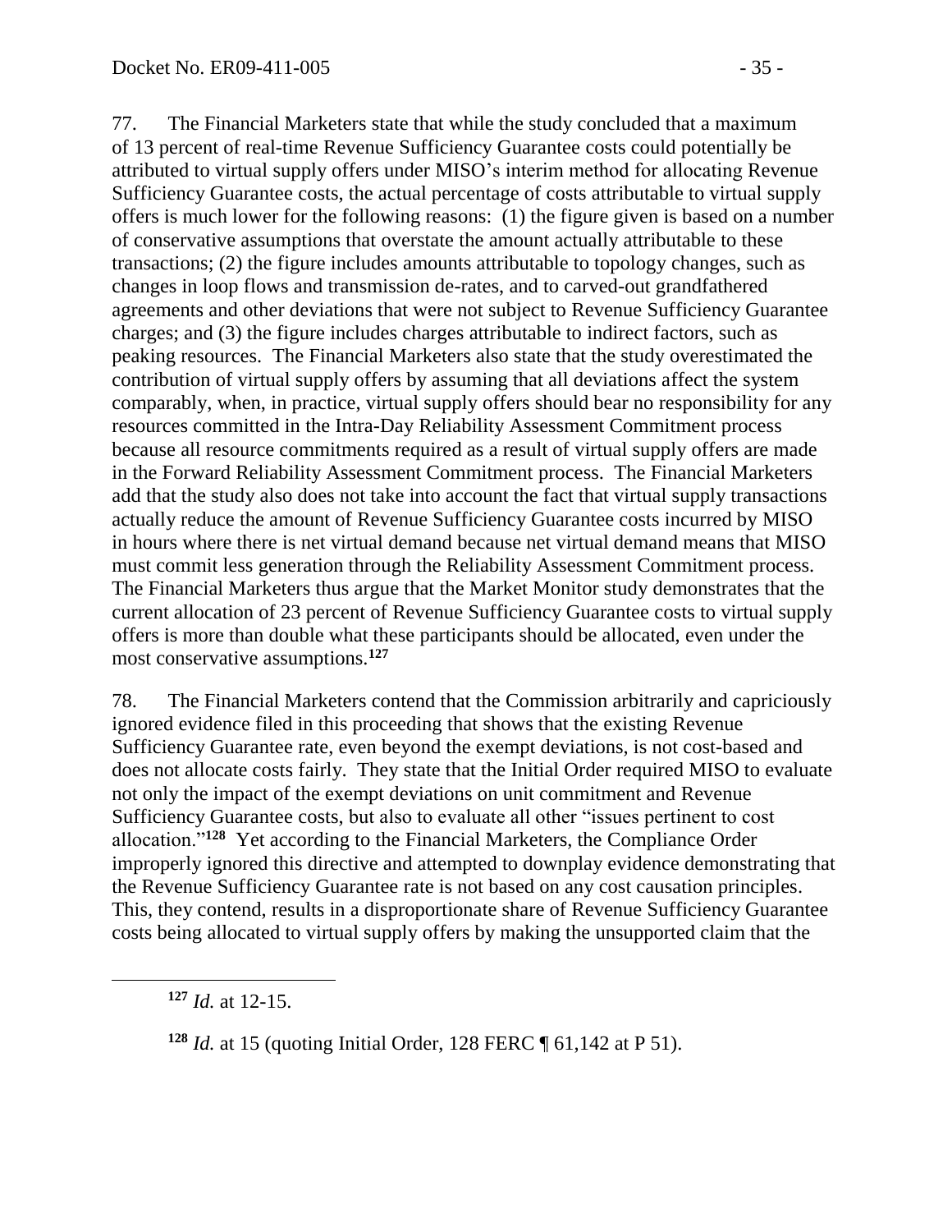77. The Financial Marketers state that while the study concluded that a maximum of 13 percent of real-time Revenue Sufficiency Guarantee costs could potentially be attributed to virtual supply offers under MISO's interim method for allocating Revenue Sufficiency Guarantee costs, the actual percentage of costs attributable to virtual supply offers is much lower for the following reasons: (1) the figure given is based on a number of conservative assumptions that overstate the amount actually attributable to these transactions; (2) the figure includes amounts attributable to topology changes, such as changes in loop flows and transmission de-rates, and to carved-out grandfathered agreements and other deviations that were not subject to Revenue Sufficiency Guarantee charges; and (3) the figure includes charges attributable to indirect factors, such as peaking resources. The Financial Marketers also state that the study overestimated the contribution of virtual supply offers by assuming that all deviations affect the system comparably, when, in practice, virtual supply offers should bear no responsibility for any resources committed in the Intra-Day Reliability Assessment Commitment process because all resource commitments required as a result of virtual supply offers are made in the Forward Reliability Assessment Commitment process. The Financial Marketers add that the study also does not take into account the fact that virtual supply transactions actually reduce the amount of Revenue Sufficiency Guarantee costs incurred by MISO in hours where there is net virtual demand because net virtual demand means that MISO must commit less generation through the Reliability Assessment Commitment process. The Financial Marketers thus argue that the Market Monitor study demonstrates that the current allocation of 23 percent of Revenue Sufficiency Guarantee costs to virtual supply offers is more than double what these participants should be allocated, even under the most conservative assumptions.[127]

78. The Financial Marketers contend that the Commission arbitrarily and capriciously ignored evidence filed in this proceeding that shows that the existing Revenue Sufficiency Guarantee rate, even beyond the exempt deviations, is not cost-based and does not allocate costs fairly. They state that the Initial Order required MISO to evaluate not only the impact of the exempt deviations on unit commitment and Revenue Sufficiency Guarantee costs, but also to evaluate all other "issues pertinent to cost allocation."[128] Yet according to the Financial Marketers, the Compliance Order improperly ignored this directive and attempted to downplay evidence demonstrating that the Revenue Sufficiency Guarantee rate is not based on any cost causation principles. This, they contend, results in a disproportionate share of Revenue Sufficiency Guarantee costs being allocated to virtual supply offers by making the unsupported claim that the

---

[127] *Id.* at 12-15.

[128] *Id.* at 15 (quoting Initial Order, 128 FERC ¶ 61,142 at P 51).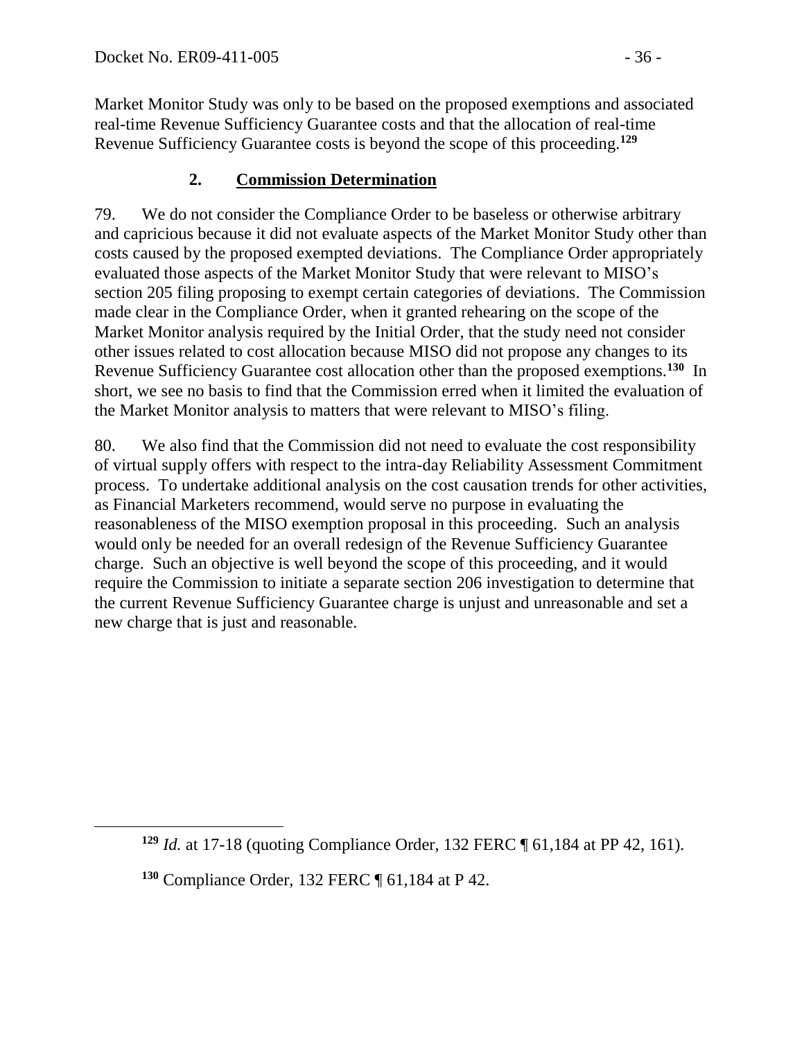Market Monitor Study was only to be based on the proposed exemptions and associated real-time Revenue Sufficiency Guarantee costs and that the allocation of real-time Revenue Sufficiency Guarantee costs is beyond the scope of this proceeding.[129]

### 2. Commission Determination

79. We do not consider the Compliance Order to be baseless or otherwise arbitrary and capricious because it did not evaluate aspects of the Market Monitor Study other than costs caused by the proposed exempted deviations. The Compliance Order appropriately evaluated those aspects of the Market Monitor Study that were relevant to MISO's section 205 filing proposing to exempt certain categories of deviations. The Commission made clear in the Compliance Order, when it granted rehearing on the scope of the Market Monitor analysis required by the Initial Order, that the study need not consider other issues related to cost allocation because MISO did not propose any changes to its Revenue Sufficiency Guarantee cost allocation other than the proposed exemptions.[130] In short, we see no basis to find that the Commission erred when it limited the evaluation of the Market Monitor analysis to matters that were relevant to MISO's filing.

80. We also find that the Commission did not need to evaluate the cost responsibility of virtual supply offers with respect to the intra-day Reliability Assessment Commitment process. To undertake additional analysis on the cost causation trends for other activities, as Financial Marketers recommend, would serve no purpose in evaluating the reasonableness of the MISO exemption proposal in this proceeding. Such an analysis would only be needed for an overall redesign of the Revenue Sufficiency Guarantee charge. Such an objective is well beyond the scope of this proceeding, and it would require the Commission to initiate a separate section 206 investigation to determine that the current Revenue Sufficiency Guarantee charge is unjust and unreasonable and set a new charge that is just and reasonable.

---

[129] *Id.* at 17-18 (quoting Compliance Order, 132 FERC ¶ 61,184 at PP 42, 161).

[130] Compliance Order, 132 FERC ¶ 61,184 at P 42.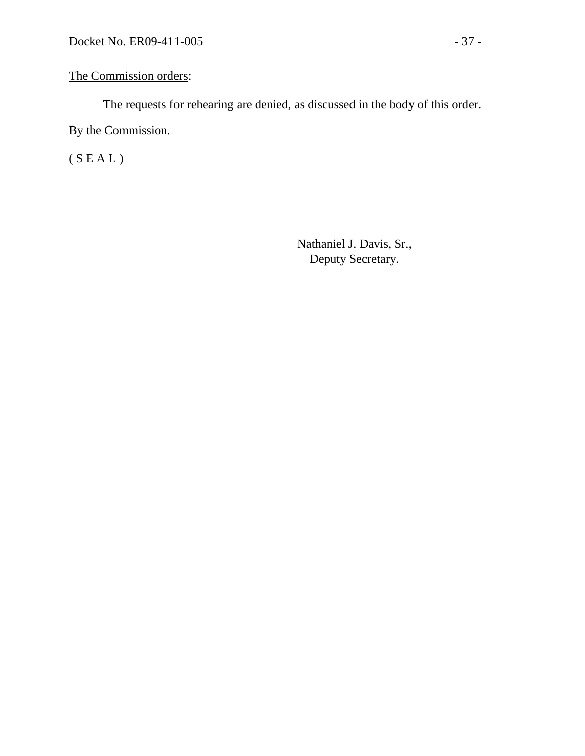The Commission orders:

The requests for rehearing are denied, as discussed in the body of this order.

By the Commission.

( S E A L )

Nathaniel J. Davis, Sr.,
Deputy Secretary.